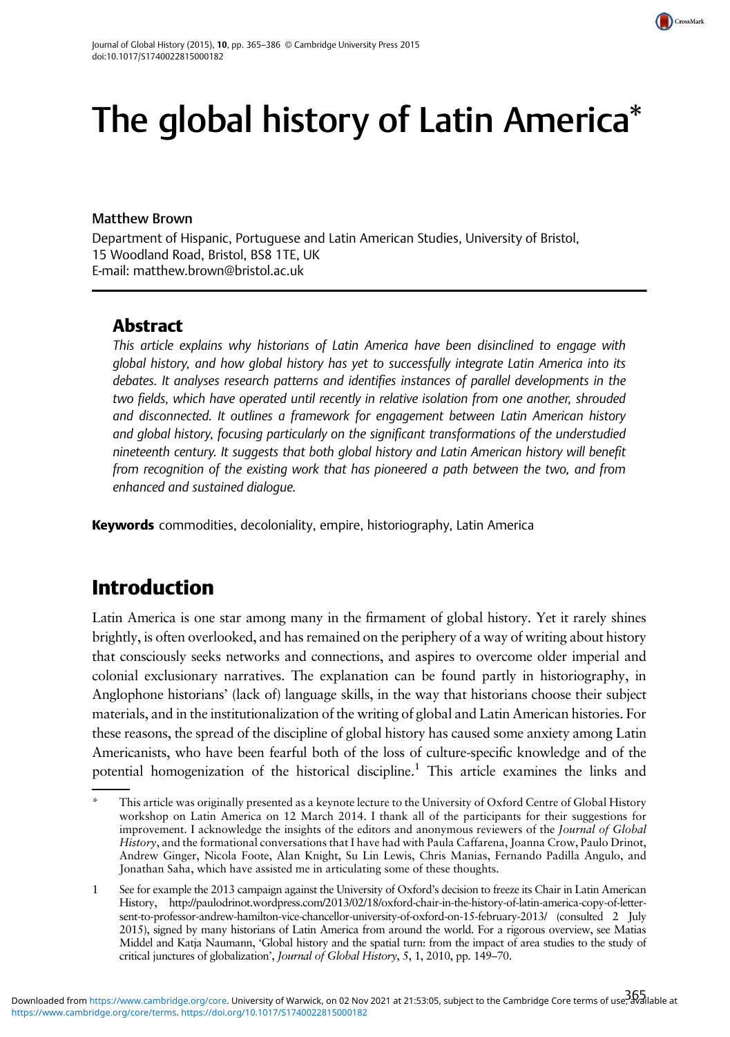# The global history of Latin America*

**Matthew Brown**

Department of Hispanic, Portuguese and Latin American Studies, University of Bristol, 15 Woodland Road, Bristol, BS8 1TE, UK
E-mail: matthew.brown@bristol.ac.uk

## Abstract

*This article explains why historians of Latin America have been disinclined to engage with global history, and how global history has yet to successfully integrate Latin America into its debates. It analyses research patterns and identifies instances of parallel developments in the two fields, which have operated until recently in relative isolation from one another, shrouded and disconnected. It outlines a framework for engagement between Latin American history and global history, focusing particularly on the significant transformations of the understudied nineteenth century. It suggests that both global history and Latin American history will benefit from recognition of the existing work that has pioneered a path between the two, and from enhanced and sustained dialogue.*

**Keywords** commodities, decoloniality, empire, historiography, Latin America

## Introduction

Latin America is one star among many in the firmament of global history. Yet it rarely shines brightly, is often overlooked, and has remained on the periphery of a way of writing about history that consciously seeks networks and connections, and aspires to overcome older imperial and colonial exclusionary narratives. The explanation can be found partly in historiography, in Anglophone historians' (lack of) language skills, in the way that historians choose their subject materials, and in the institutionalization of the writing of global and Latin American histories. For these reasons, the spread of the discipline of global history has caused some anxiety among Latin Americanists, who have been fearful both of the loss of culture-specific knowledge and of the potential homogenization of the historical discipline.[1] This article examines the links and

---

\* This article was originally presented as a keynote lecture to the University of Oxford Centre of Global History workshop on Latin America on 12 March 2014. I thank all of the participants for their suggestions for improvement. I acknowledge the insights of the editors and anonymous reviewers of the *Journal of Global History*, and the formational conversations that I have had with Paula Caffarena, Joanna Crow, Paulo Drinot, Andrew Ginger, Nicola Foote, Alan Knight, Su Lin Lewis, Chris Manias, Fernando Padilla Angulo, and Jonathan Saha, which have assisted me in articulating some of these thoughts.

1 See for example the 2013 campaign against the University of Oxford's decision to freeze its Chair in Latin American History, http://paulodrinot.wordpress.com/2013/02/18/oxford-chair-in-the-history-of-latin-america-copy-of-letter-sent-to-professor-andrew-hamilton-vice-chancellor-university-of-oxford-on-15-february-2013/ (consulted 2 July 2015), signed by many historians of Latin America from around the world. For a rigorous overview, see Matias Middel and Katja Naumann, 'Global history and the spatial turn: from the impact of area studies to the study of critical junctures of globalization', *Journal of Global History*, 5, 1, 2010, pp. 149–70.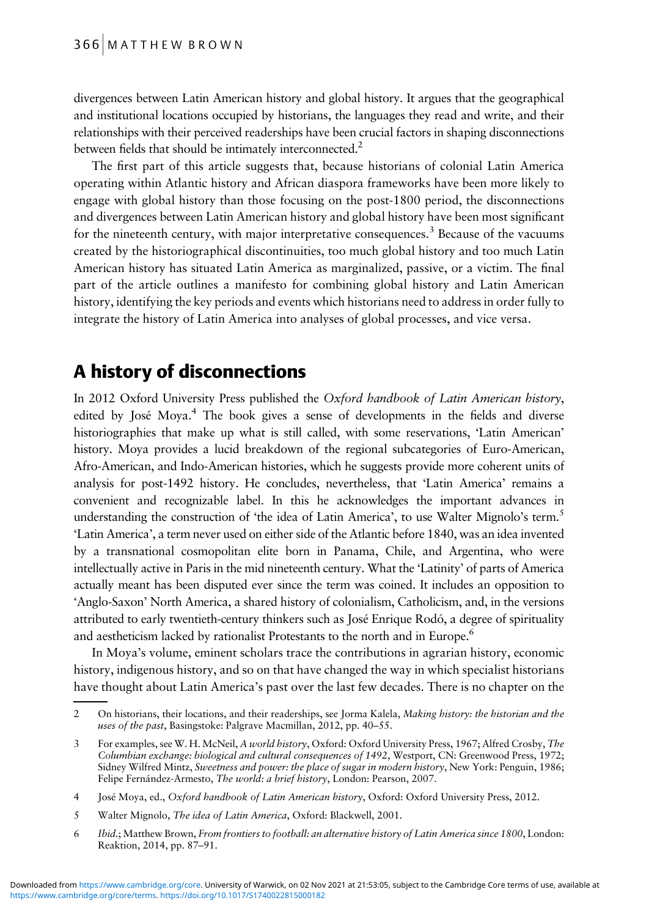divergences between Latin American history and global history. It argues that the geographical and institutional locations occupied by historians, the languages they read and write, and their relationships with their perceived readerships have been crucial factors in shaping disconnections between fields that should be intimately interconnected.[2]

The first part of this article suggests that, because historians of colonial Latin America operating within Atlantic history and African diaspora frameworks have been more likely to engage with global history than those focusing on the post-1800 period, the disconnections and divergences between Latin American history and global history have been most significant for the nineteenth century, with major interpretative consequences.[3] Because of the vacuums created by the historiographical discontinuities, too much global history and too much Latin American history has situated Latin America as marginalized, passive, or a victim. The final part of the article outlines a manifesto for combining global history and Latin American history, identifying the key periods and events which historians need to address in order fully to integrate the history of Latin America into analyses of global processes, and vice versa.

## A history of disconnections

In 2012 Oxford University Press published the *Oxford handbook of Latin American history*, edited by José Moya.[4] The book gives a sense of developments in the fields and diverse historiographies that make up what is still called, with some reservations, 'Latin American' history. Moya provides a lucid breakdown of the regional subcategories of Euro-American, Afro-American, and Indo-American histories, which he suggests provide more coherent units of analysis for post-1492 history. He concludes, nevertheless, that 'Latin America' remains a convenient and recognizable label. In this he acknowledges the important advances in understanding the construction of 'the idea of Latin America', to use Walter Mignolo's term.[5] 'Latin America', a term never used on either side of the Atlantic before 1840, was an idea invented by a transnational cosmopolitan elite born in Panama, Chile, and Argentina, who were intellectually active in Paris in the mid nineteenth century. What the 'Latinity' of parts of America actually meant has been disputed ever since the term was coined. It includes an opposition to 'Anglo-Saxon' North America, a shared history of colonialism, Catholicism, and, in the versions attributed to early twentieth-century thinkers such as José Enrique Rodó, a degree of spirituality and aestheticism lacked by rationalist Protestants to the north and in Europe.[6]

In Moya's volume, eminent scholars trace the contributions in agrarian history, economic history, indigenous history, and so on that have changed the way in which specialist historians have thought about Latin America's past over the last few decades. There is no chapter on the

---

2 On historians, their locations, and their readerships, see Jorma Kalela, *Making history: the historian and the uses of the past*, Basingstoke: Palgrave Macmillan, 2012, pp. 40–55.

3 For examples, see W. H. McNeil, *A world history*, Oxford: Oxford University Press, 1967; Alfred Crosby, *The Columbian exchange: biological and cultural consequences of 1492*, Westport, CN: Greenwood Press, 1972; Sidney Wilfred Mintz, *Sweetness and power: the place of sugar in modern history*, New York: Penguin, 1986; Felipe Fernández-Armesto, *The world: a brief history*, London: Pearson, 2007.

4 José Moya, ed., *Oxford handbook of Latin American history*, Oxford: Oxford University Press, 2012.

5 Walter Mignolo, *The idea of Latin America*, Oxford: Blackwell, 2001.

6 *Ibid*.; Matthew Brown, *From frontiers to football: an alternative history of Latin America since 1800*, London: Reaktion, 2014, pp. 87–91.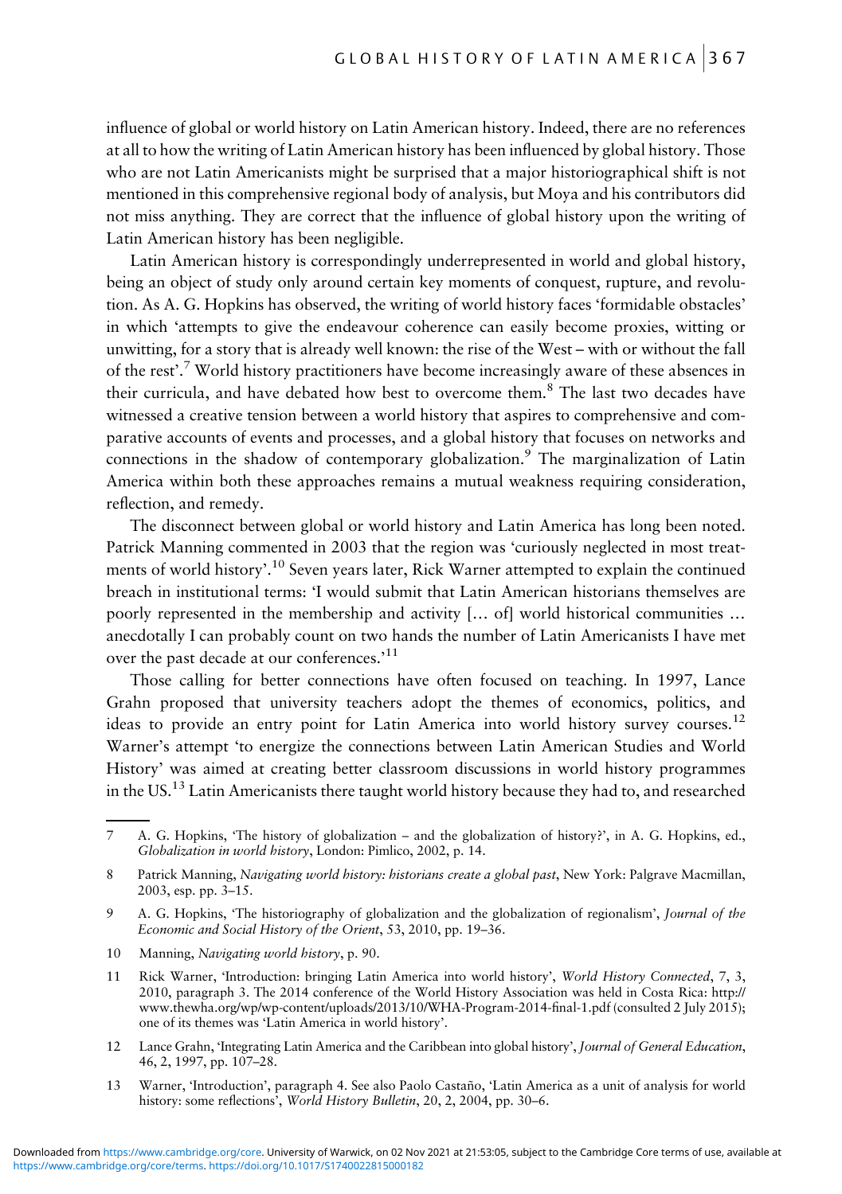influence of global or world history on Latin American history. Indeed, there are no references at all to how the writing of Latin American history has been influenced by global history. Those who are not Latin Americanists might be surprised that a major historiographical shift is not mentioned in this comprehensive regional body of analysis, but Moya and his contributors did not miss anything. They are correct that the influence of global history upon the writing of Latin American history has been negligible.

Latin American history is correspondingly underrepresented in world and global history, being an object of study only around certain key moments of conquest, rupture, and revolution. As A. G. Hopkins has observed, the writing of world history faces 'formidable obstacles' in which 'attempts to give the endeavour coherence can easily become proxies, witting or unwitting, for a story that is already well known: the rise of the West – with or without the fall of the rest'.[7] World history practitioners have become increasingly aware of these absences in their curricula, and have debated how best to overcome them.[8] The last two decades have witnessed a creative tension between a world history that aspires to comprehensive and comparative accounts of events and processes, and a global history that focuses on networks and connections in the shadow of contemporary globalization.[9] The marginalization of Latin America within both these approaches remains a mutual weakness requiring consideration, reflection, and remedy.

The disconnect between global or world history and Latin America has long been noted. Patrick Manning commented in 2003 that the region was 'curiously neglected in most treatments of world history'.[10] Seven years later, Rick Warner attempted to explain the continued breach in institutional terms: 'I would submit that Latin American historians themselves are poorly represented in the membership and activity [… of] world historical communities … anecdotally I can probably count on two hands the number of Latin Americanists I have met over the past decade at our conferences.'[11]

Those calling for better connections have often focused on teaching. In 1997, Lance Grahn proposed that university teachers adopt the themes of economics, politics, and ideas to provide an entry point for Latin America into world history survey courses.[12] Warner's attempt 'to energize the connections between Latin American Studies and World History' was aimed at creating better classroom discussions in world history programmes in the US.[13] Latin Americanists there taught world history because they had to, and researched

---

7 A. G. Hopkins, 'The history of globalization – and the globalization of history?', in A. G. Hopkins, ed., *Globalization in world history*, London: Pimlico, 2002, p. 14.

8 Patrick Manning, *Navigating world history: historians create a global past*, New York: Palgrave Macmillan, 2003, esp. pp. 3–15.

9 A. G. Hopkins, 'The historiography of globalization and the globalization of regionalism', *Journal of the Economic and Social History of the Orient*, 53, 2010, pp. 19–36.

10 Manning, *Navigating world history*, p. 90.

11 Rick Warner, 'Introduction: bringing Latin America into world history', *World History Connected*, 7, 3, 2010, paragraph 3. The 2014 conference of the World History Association was held in Costa Rica: http://www.thewha.org/wp/wp-content/uploads/2013/10/WHA-Program-2014-final-1.pdf (consulted 2 July 2015); one of its themes was 'Latin America in world history'.

12 Lance Grahn, 'Integrating Latin America and the Caribbean into global history', *Journal of General Education*, 46, 2, 1997, pp. 107–28.

13 Warner, 'Introduction', paragraph 4. See also Paolo Castaño, 'Latin America as a unit of analysis for world history: some reflections', *World History Bulletin*, 20, 2, 2004, pp. 30–6.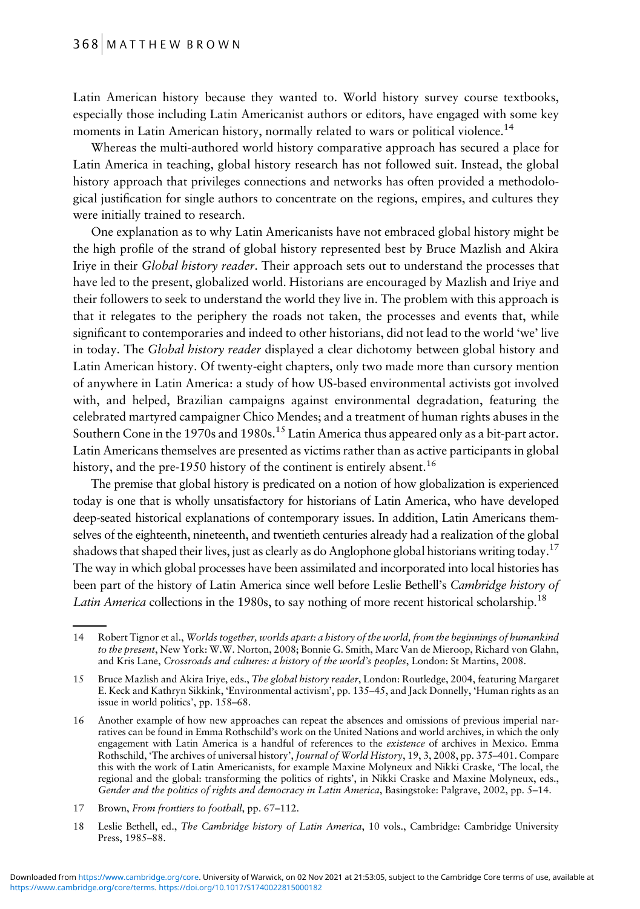Latin American history because they wanted to. World history survey course textbooks, especially those including Latin Americanist authors or editors, have engaged with some key moments in Latin American history, normally related to wars or political violence.[14]

Whereas the multi-authored world history comparative approach has secured a place for Latin America in teaching, global history research has not followed suit. Instead, the global history approach that privileges connections and networks has often provided a methodological justification for single authors to concentrate on the regions, empires, and cultures they were initially trained to research.

One explanation as to why Latin Americanists have not embraced global history might be the high profile of the strand of global history represented best by Bruce Mazlish and Akira Iriye in their *Global history reader*. Their approach sets out to understand the processes that have led to the present, globalized world. Historians are encouraged by Mazlish and Iriye and their followers to seek to understand the world they live in. The problem with this approach is that it relegates to the periphery the roads not taken, the processes and events that, while significant to contemporaries and indeed to other historians, did not lead to the world 'we' live in today. The *Global history reader* displayed a clear dichotomy between global history and Latin American history. Of twenty-eight chapters, only two made more than cursory mention of anywhere in Latin America: a study of how US-based environmental activists got involved with, and helped, Brazilian campaigns against environmental degradation, featuring the celebrated martyred campaigner Chico Mendes; and a treatment of human rights abuses in the Southern Cone in the 1970s and 1980s.[15] Latin America thus appeared only as a bit-part actor. Latin Americans themselves are presented as victims rather than as active participants in global history, and the pre-1950 history of the continent is entirely absent.[16]

The premise that global history is predicated on a notion of how globalization is experienced today is one that is wholly unsatisfactory for historians of Latin America, who have developed deep-seated historical explanations of contemporary issues. In addition, Latin Americans themselves of the eighteenth, nineteenth, and twentieth centuries already had a realization of the global shadows that shaped their lives, just as clearly as do Anglophone global historians writing today.[17] The way in which global processes have been assimilated and incorporated into local histories has been part of the history of Latin America since well before Leslie Bethell's *Cambridge history of Latin America* collections in the 1980s, to say nothing of more recent historical scholarship.[18]

---

14 Robert Tignor et al., *Worlds together, worlds apart: a history of the world, from the beginnings of humankind to the present*, New York: W.W. Norton, 2008; Bonnie G. Smith, Marc Van de Mieroop, Richard von Glahn, and Kris Lane, *Crossroads and cultures: a history of the world's peoples*, London: St Martins, 2008.

15 Bruce Mazlish and Akira Iriye, eds., *The global history reader*, London: Routledge, 2004, featuring Margaret E. Keck and Kathryn Sikkink, 'Environmental activism', pp. 135–45, and Jack Donnelly, 'Human rights as an issue in world politics', pp. 158–68.

16 Another example of how new approaches can repeat the absences and omissions of previous imperial narratives can be found in Emma Rothschild's work on the United Nations and world archives, in which the only engagement with Latin America is a handful of references to the *existence* of archives in Mexico. Emma Rothschild, 'The archives of universal history', *Journal of World History*, 19, 3, 2008, pp. 375–401. Compare this with the work of Latin Americanists, for example Maxine Molyneux and Nikki Craske, 'The local, the regional and the global: transforming the politics of rights', in Nikki Craske and Maxine Molyneux, eds., *Gender and the politics of rights and democracy in Latin America*, Basingstoke: Palgrave, 2002, pp. 5–14.

17 Brown, *From frontiers to football*, pp. 67–112.

18 Leslie Bethell, ed., *The Cambridge history of Latin America*, 10 vols., Cambridge: Cambridge University Press, 1985–88.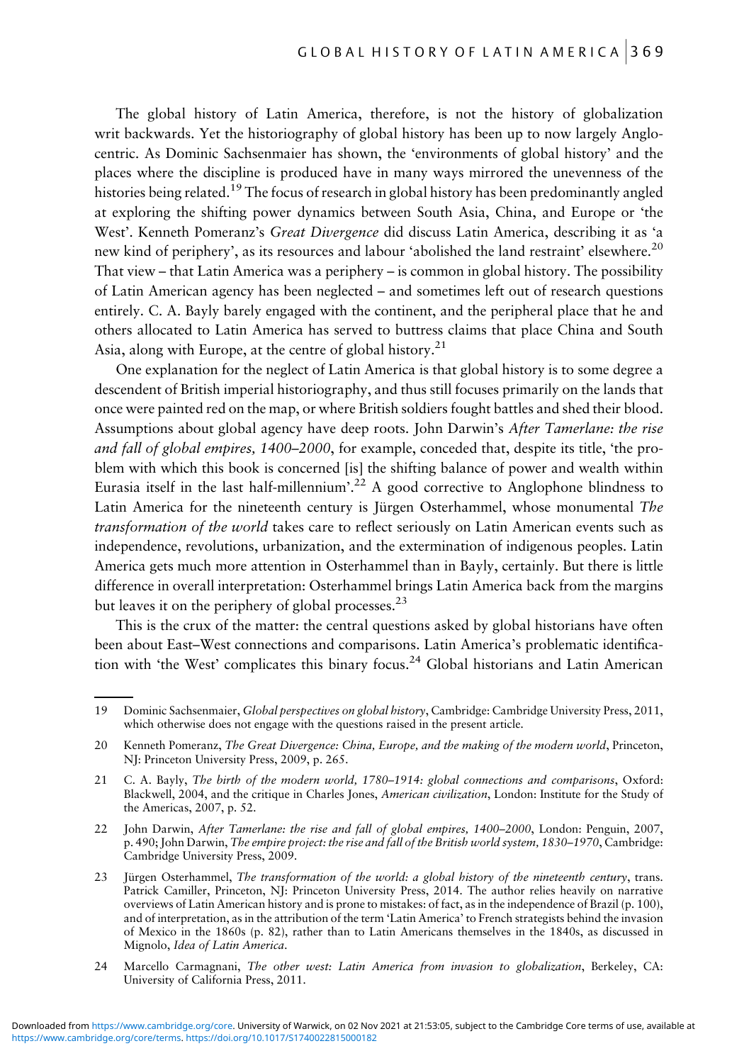The global history of Latin America, therefore, is not the history of globalization writ backwards. Yet the historiography of global history has been up to now largely Anglo-centric. As Dominic Sachsenmaier has shown, the 'environments of global history' and the places where the discipline is produced have in many ways mirrored the unevenness of the histories being related.[19] The focus of research in global history has been predominantly angled at exploring the shifting power dynamics between South Asia, China, and Europe or 'the West'. Kenneth Pomeranz's *Great Divergence* did discuss Latin America, describing it as 'a new kind of periphery', as its resources and labour 'abolished the land restraint' elsewhere.[20] That view – that Latin America was a periphery – is common in global history. The possibility of Latin American agency has been neglected – and sometimes left out of research questions entirely. C. A. Bayly barely engaged with the continent, and the peripheral place that he and others allocated to Latin America has served to buttress claims that place China and South Asia, along with Europe, at the centre of global history.[21]

One explanation for the neglect of Latin America is that global history is to some degree a descendent of British imperial historiography, and thus still focuses primarily on the lands that once were painted red on the map, or where British soldiers fought battles and shed their blood. Assumptions about global agency have deep roots. John Darwin's *After Tamerlane: the rise and fall of global empires, 1400–2000*, for example, conceded that, despite its title, 'the problem with which this book is concerned [is] the shifting balance of power and wealth within Eurasia itself in the last half-millennium'.[22] A good corrective to Anglophone blindness to Latin America for the nineteenth century is Jürgen Osterhammel, whose monumental *The transformation of the world* takes care to reflect seriously on Latin American events such as independence, revolutions, urbanization, and the extermination of indigenous peoples. Latin America gets much more attention in Osterhammel than in Bayly, certainly. But there is little difference in overall interpretation: Osterhammel brings Latin America back from the margins but leaves it on the periphery of global processes.[23]

This is the crux of the matter: the central questions asked by global historians have often been about East–West connections and comparisons. Latin America's problematic identification with 'the West' complicates this binary focus.[24] Global historians and Latin American

---

19 Dominic Sachsenmaier, *Global perspectives on global history*, Cambridge: Cambridge University Press, 2011, which otherwise does not engage with the questions raised in the present article.

20 Kenneth Pomeranz, *The Great Divergence: China, Europe, and the making of the modern world*, Princeton, NJ: Princeton University Press, 2009, p. 265.

21 C. A. Bayly, *The birth of the modern world, 1780–1914: global connections and comparisons*, Oxford: Blackwell, 2004, and the critique in Charles Jones, *American civilization*, London: Institute for the Study of the Americas, 2007, p. 52.

22 John Darwin, *After Tamerlane: the rise and fall of global empires, 1400–2000*, London: Penguin, 2007, p. 490; John Darwin, *The empire project: the rise and fall of the British world system, 1830–1970*, Cambridge: Cambridge University Press, 2009.

23 Jürgen Osterhammel, *The transformation of the world: a global history of the nineteenth century*, trans. Patrick Camiller, Princeton, NJ: Princeton University Press, 2014. The author relies heavily on narrative overviews of Latin American history and is prone to mistakes: of fact, as in the independence of Brazil (p. 100), and of interpretation, as in the attribution of the term 'Latin America' to French strategists behind the invasion of Mexico in the 1860s (p. 82), rather than to Latin Americans themselves in the 1840s, as discussed in Mignolo, *Idea of Latin America*.

24 Marcello Carmagnani, *The other west: Latin America from invasion to globalization*, Berkeley, CA: University of California Press, 2011.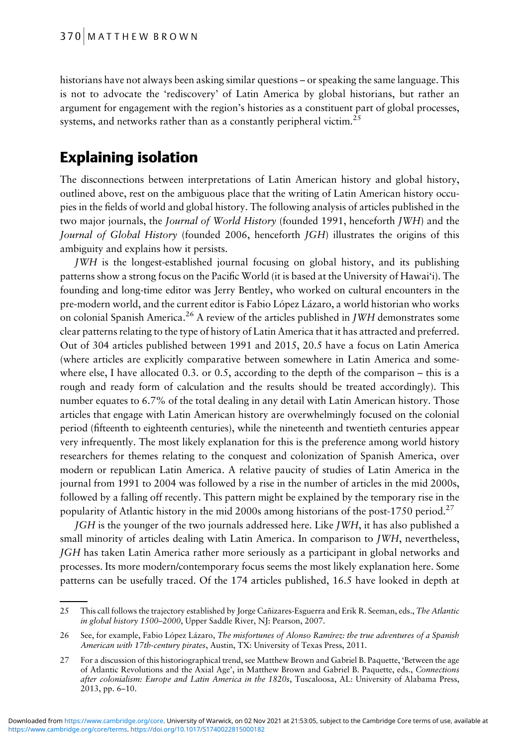historians have not always been asking similar questions – or speaking the same language. This is not to advocate the 'rediscovery' of Latin America by global historians, but rather an argument for engagement with the region's histories as a constituent part of global processes, systems, and networks rather than as a constantly peripheral victim.[25]

## Explaining isolation

The disconnections between interpretations of Latin American history and global history, outlined above, rest on the ambiguous place that the writing of Latin American history occupies in the fields of world and global history. The following analysis of articles published in the two major journals, the *Journal of World History* (founded 1991, henceforth *JWH*) and the *Journal of Global History* (founded 2006, henceforth *JGH*) illustrates the origins of this ambiguity and explains how it persists.

*JWH* is the longest-established journal focusing on global history, and its publishing patterns show a strong focus on the Pacific World (it is based at the University of Hawai'i). The founding and long-time editor was Jerry Bentley, who worked on cultural encounters in the pre-modern world, and the current editor is Fabio López Lázaro, a world historian who works on colonial Spanish America.[26] A review of the articles published in *JWH* demonstrates some clear patterns relating to the type of history of Latin America that it has attracted and preferred. Out of 304 articles published between 1991 and 2015, 20.5 have a focus on Latin America (where articles are explicitly comparative between somewhere in Latin America and somewhere else, I have allocated 0.3. or 0.5, according to the depth of the comparison – this is a rough and ready form of calculation and the results should be treated accordingly). This number equates to 6.7% of the total dealing in any detail with Latin American history. Those articles that engage with Latin American history are overwhelmingly focused on the colonial period (fifteenth to eighteenth centuries), while the nineteenth and twentieth centuries appear very infrequently. The most likely explanation for this is the preference among world history researchers for themes relating to the conquest and colonization of Spanish America, over modern or republican Latin America. A relative paucity of studies of Latin America in the journal from 1991 to 2004 was followed by a rise in the number of articles in the mid 2000s, followed by a falling off recently. This pattern might be explained by the temporary rise in the popularity of Atlantic history in the mid 2000s among historians of the post-1750 period.[27]

*JGH* is the younger of the two journals addressed here. Like *JWH*, it has also published a small minority of articles dealing with Latin America. In comparison to *JWH*, nevertheless, *JGH* has taken Latin America rather more seriously as a participant in global networks and processes. Its more modern/contemporary focus seems the most likely explanation here. Some patterns can be usefully traced. Of the 174 articles published, 16.5 have looked in depth at

---

25 This call follows the trajectory established by Jorge Cañizares-Esguerra and Erik R. Seeman, eds., *The Atlantic in global history 1500–2000*, Upper Saddle River, NJ: Pearson, 2007.

26 See, for example, Fabio López Lázaro, *The misfortunes of Alonso Ramírez: the true adventures of a Spanish American with 17th-century pirates*, Austin, TX: University of Texas Press, 2011.

27 For a discussion of this historiographical trend, see Matthew Brown and Gabriel B. Paquette, 'Between the age of Atlantic Revolutions and the Axial Age', in Matthew Brown and Gabriel B. Paquette, eds., *Connections after colonialism: Europe and Latin America in the 1820s*, Tuscaloosa, AL: University of Alabama Press, 2013, pp. 6–10.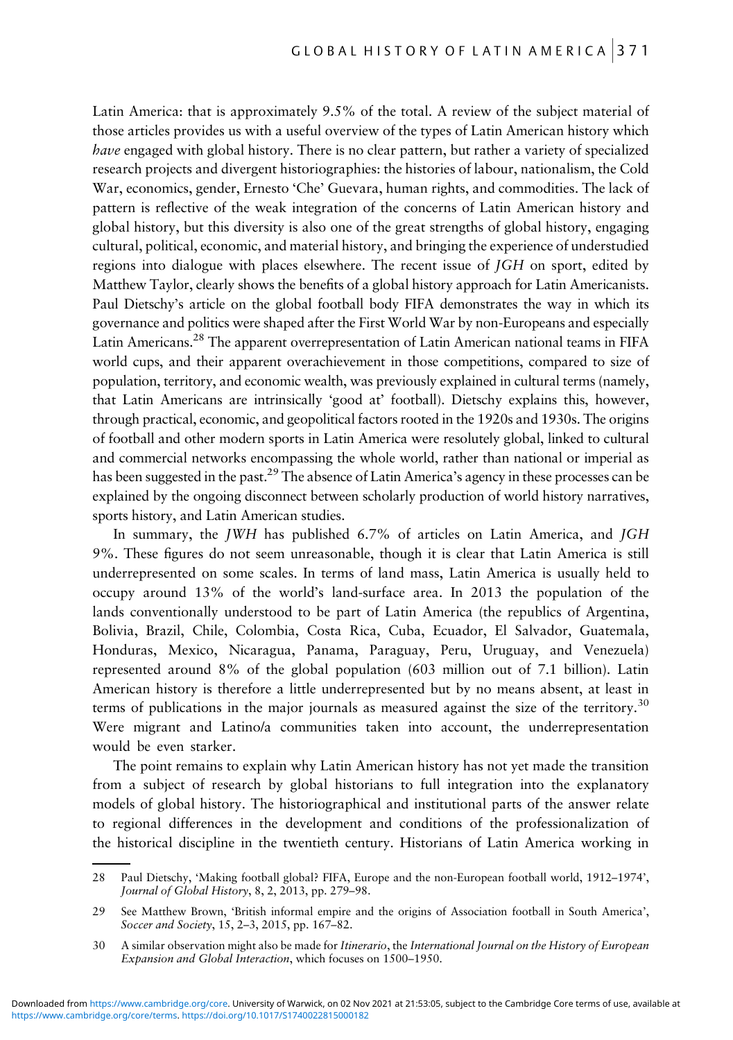Latin America: that is approximately 9.5% of the total. A review of the subject material of those articles provides us with a useful overview of the types of Latin American history which *have* engaged with global history. There is no clear pattern, but rather a variety of specialized research projects and divergent historiographies: the histories of labour, nationalism, the Cold War, economics, gender, Ernesto 'Che' Guevara, human rights, and commodities. The lack of pattern is reflective of the weak integration of the concerns of Latin American history and global history, but this diversity is also one of the great strengths of global history, engaging cultural, political, economic, and material history, and bringing the experience of understudied regions into dialogue with places elsewhere. The recent issue of *JGH* on sport, edited by Matthew Taylor, clearly shows the benefits of a global history approach for Latin Americanists. Paul Dietschy's article on the global football body FIFA demonstrates the way in which its governance and politics were shaped after the First World War by non-Europeans and especially Latin Americans.[28] The apparent overrepresentation of Latin American national teams in FIFA world cups, and their apparent overachievement in those competitions, compared to size of population, territory, and economic wealth, was previously explained in cultural terms (namely, that Latin Americans are intrinsically 'good at' football). Dietschy explains this, however, through practical, economic, and geopolitical factors rooted in the 1920s and 1930s. The origins of football and other modern sports in Latin America were resolutely global, linked to cultural and commercial networks encompassing the whole world, rather than national or imperial as has been suggested in the past.[29] The absence of Latin America's agency in these processes can be explained by the ongoing disconnect between scholarly production of world history narratives, sports history, and Latin American studies.

In summary, the *JWH* has published 6.7% of articles on Latin America, and *JGH* 9%. These figures do not seem unreasonable, though it is clear that Latin America is still underrepresented on some scales. In terms of land mass, Latin America is usually held to occupy around 13% of the world's land-surface area. In 2013 the population of the lands conventionally understood to be part of Latin America (the republics of Argentina, Bolivia, Brazil, Chile, Colombia, Costa Rica, Cuba, Ecuador, El Salvador, Guatemala, Honduras, Mexico, Nicaragua, Panama, Paraguay, Peru, Uruguay, and Venezuela) represented around 8% of the global population (603 million out of 7.1 billion). Latin American history is therefore a little underrepresented but by no means absent, at least in terms of publications in the major journals as measured against the size of the territory.[30] Were migrant and Latino/a communities taken into account, the underrepresentation would be even starker.

The point remains to explain why Latin American history has not yet made the transition from a subject of research by global historians to full integration into the explanatory models of global history. The historiographical and institutional parts of the answer relate to regional differences in the development and conditions of the professionalization of the historical discipline in the twentieth century. Historians of Latin America working in

---

28 Paul Dietschy, 'Making football global? FIFA, Europe and the non-European football world, 1912–1974', *Journal of Global History*, 8, 2, 2013, pp. 279–98.

29 See Matthew Brown, 'British informal empire and the origins of Association football in South America', *Soccer and Society*, 15, 2–3, 2015, pp. 167–82.

30 A similar observation might also be made for *Itinerario*, the *International Journal on the History of European Expansion and Global Interaction*, which focuses on 1500–1950.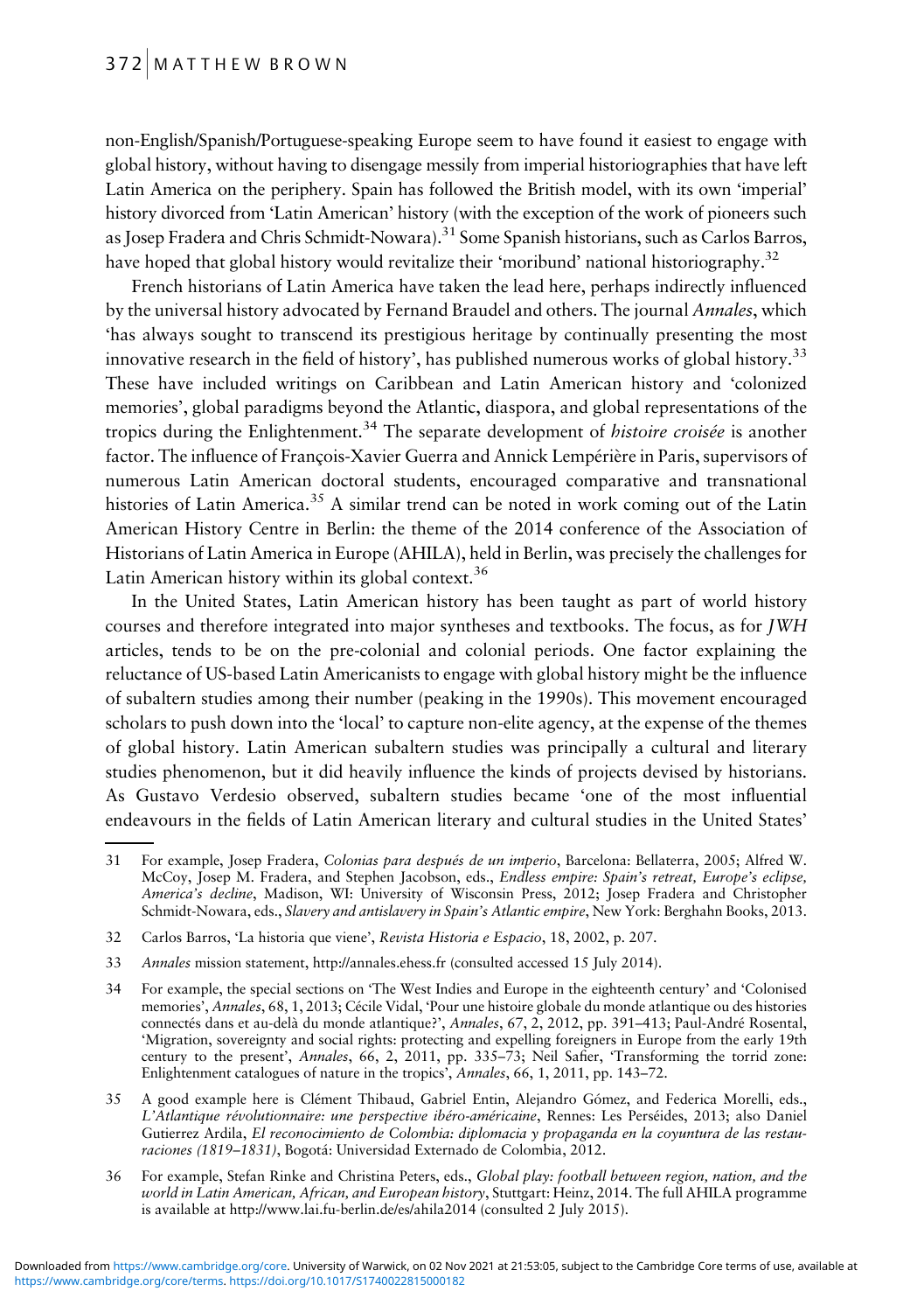non-English/Spanish/Portuguese-speaking Europe seem to have found it easiest to engage with global history, without having to disengage messily from imperial historiographies that have left Latin America on the periphery. Spain has followed the British model, with its own 'imperial' history divorced from 'Latin American' history (with the exception of the work of pioneers such as Josep Fradera and Chris Schmidt-Nowara).[31] Some Spanish historians, such as Carlos Barros, have hoped that global history would revitalize their 'moribund' national historiography.[32]

French historians of Latin America have taken the lead here, perhaps indirectly influenced by the universal history advocated by Fernand Braudel and others. The journal *Annales*, which 'has always sought to transcend its prestigious heritage by continually presenting the most innovative research in the field of history', has published numerous works of global history.[33] These have included writings on Caribbean and Latin American history and 'colonized memories', global paradigms beyond the Atlantic, diaspora, and global representations of the tropics during the Enlightenment.[34] The separate development of *histoire croisée* is another factor. The influence of François-Xavier Guerra and Annick Lempérière in Paris, supervisors of numerous Latin American doctoral students, encouraged comparative and transnational histories of Latin America.[35] A similar trend can be noted in work coming out of the Latin American History Centre in Berlin: the theme of the 2014 conference of the Association of Historians of Latin America in Europe (AHILA), held in Berlin, was precisely the challenges for Latin American history within its global context.[36]

In the United States, Latin American history has been taught as part of world history courses and therefore integrated into major syntheses and textbooks. The focus, as for *JWH* articles, tends to be on the pre-colonial and colonial periods. One factor explaining the reluctance of US-based Latin Americanists to engage with global history might be the influence of subaltern studies among their number (peaking in the 1990s). This movement encouraged scholars to push down into the 'local' to capture non-elite agency, at the expense of the themes of global history. Latin American subaltern studies was principally a cultural and literary studies phenomenon, but it did heavily influence the kinds of projects devised by historians. As Gustavo Verdesio observed, subaltern studies became 'one of the most influential endeavours in the fields of Latin American literary and cultural studies in the United States'

---

31 For example, Josep Fradera, *Colonias para después de un imperio*, Barcelona: Bellaterra, 2005; Alfred W. McCoy, Josep M. Fradera, and Stephen Jacobson, eds., *Endless empire: Spain's retreat, Europe's eclipse, America's decline*, Madison, WI: University of Wisconsin Press, 2012; Josep Fradera and Christopher Schmidt-Nowara, eds., *Slavery and antislavery in Spain's Atlantic empire*, New York: Berghahn Books, 2013.

32 Carlos Barros, 'La historia que viene', *Revista Historia e Espacio*, 18, 2002, p. 207.

33 *Annales* mission statement, http://annales.ehess.fr (consulted accessed 15 July 2014).

34 For example, the special sections on 'The West Indies and Europe in the eighteenth century' and 'Colonised memories', *Annales*, 68, 1, 2013; Cécile Vidal, 'Pour une histoire globale du monde atlantique ou des histories connectés dans et au-delà du monde atlantique?', *Annales*, 67, 2, 2012, pp. 391–413; Paul-André Rosental, 'Migration, sovereignty and social rights: protecting and expelling foreigners in Europe from the early 19th century to the present', *Annales*, 66, 2, 2011, pp. 335–73; Neil Safier, 'Transforming the torrid zone: Enlightenment catalogues of nature in the tropics', *Annales*, 66, 1, 2011, pp. 143–72.

35 A good example here is Clément Thibaud, Gabriel Entin, Alejandro Gómez, and Federica Morelli, eds., *L'Atlantique révolutionnaire: une perspective ibéro-américaine*, Rennes: Les Perséides, 2013; also Daniel Gutierrez Ardila, *El reconocimiento de Colombia: diplomacia y propaganda en la coyuntura de las restauraciones (1819–1831)*, Bogotá: Universidad Externado de Colombia, 2012.

36 For example, Stefan Rinke and Christina Peters, eds., *Global play: football between region, nation, and the world in Latin American, African, and European history*, Stuttgart: Heinz, 2014. The full AHILA programme is available at http://www.lai.fu-berlin.de/es/ahila2014 (consulted 2 July 2015).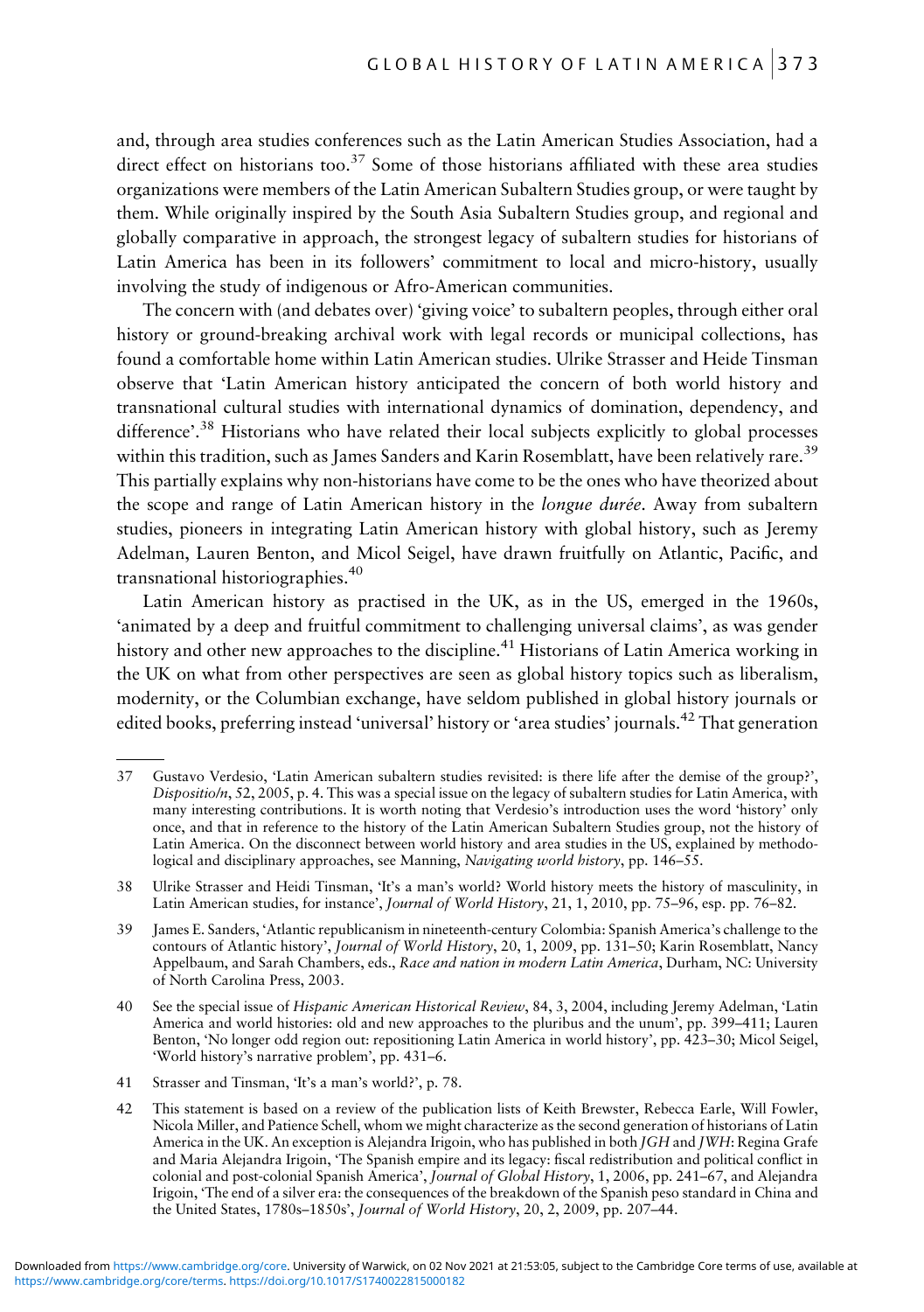and, through area studies conferences such as the Latin American Studies Association, had a direct effect on historians too.[37] Some of those historians affiliated with these area studies organizations were members of the Latin American Subaltern Studies group, or were taught by them. While originally inspired by the South Asia Subaltern Studies group, and regional and globally comparative in approach, the strongest legacy of subaltern studies for historians of Latin America has been in its followers' commitment to local and micro-history, usually involving the study of indigenous or Afro-American communities.

The concern with (and debates over) 'giving voice' to subaltern peoples, through either oral history or ground-breaking archival work with legal records or municipal collections, has found a comfortable home within Latin American studies. Ulrike Strasser and Heide Tinsman observe that 'Latin American history anticipated the concern of both world history and transnational cultural studies with international dynamics of domination, dependency, and difference'.[38] Historians who have related their local subjects explicitly to global processes within this tradition, such as James Sanders and Karin Rosemblatt, have been relatively rare.[39] This partially explains why non-historians have come to be the ones who have theorized about the scope and range of Latin American history in the *longue durée*. Away from subaltern studies, pioneers in integrating Latin American history with global history, such as Jeremy Adelman, Lauren Benton, and Micol Seigel, have drawn fruitfully on Atlantic, Pacific, and transnational historiographies.[40]

Latin American history as practised in the UK, as in the US, emerged in the 1960s, 'animated by a deep and fruitful commitment to challenging universal claims', as was gender history and other new approaches to the discipline.[41] Historians of Latin America working in the UK on what from other perspectives are seen as global history topics such as liberalism, modernity, or the Columbian exchange, have seldom published in global history journals or edited books, preferring instead 'universal' history or 'area studies' journals.[42] That generation

---

37 Gustavo Verdesio, 'Latin American subaltern studies revisited: is there life after the demise of the group?', *Dispositio/n*, 52, 2005, p. 4. This was a special issue on the legacy of subaltern studies for Latin America, with many interesting contributions. It is worth noting that Verdesio's introduction uses the word 'history' only once, and that in reference to the history of the Latin American Subaltern Studies group, not the history of Latin America. On the disconnect between world history and area studies in the US, explained by methodological and disciplinary approaches, see Manning, *Navigating world history*, pp. 146–55.

38 Ulrike Strasser and Heidi Tinsman, 'It's a man's world? World history meets the history of masculinity, in Latin American studies, for instance', *Journal of World History*, 21, 1, 2010, pp. 75–96, esp. pp. 76–82.

39 James E. Sanders, 'Atlantic republicanism in nineteenth-century Colombia: Spanish America's challenge to the contours of Atlantic history', *Journal of World History*, 20, 1, 2009, pp. 131–50; Karin Rosemblatt, Nancy Appelbaum, and Sarah Chambers, eds., *Race and nation in modern Latin America*, Durham, NC: University of North Carolina Press, 2003.

40 See the special issue of *Hispanic American Historical Review*, 84, 3, 2004, including Jeremy Adelman, 'Latin America and world histories: old and new approaches to the pluribus and the unum', pp. 399–411; Lauren Benton, 'No longer odd region out: repositioning Latin America in world history', pp. 423–30; Micol Seigel, 'World history's narrative problem', pp. 431–6.

41 Strasser and Tinsman, 'It's a man's world?', p. 78.

42 This statement is based on a review of the publication lists of Keith Brewster, Rebecca Earle, Will Fowler, Nicola Miller, and Patience Schell, whom we might characterize as the second generation of historians of Latin America in the UK. An exception is Alejandra Irigoin, who has published in both *JGH* and *JWH*: Regina Grafe and Maria Alejandra Irigoin, 'The Spanish empire and its legacy: fiscal redistribution and political conflict in colonial and post-colonial Spanish America', *Journal of Global History*, 1, 2006, pp. 241–67, and Alejandra Irigoin, 'The end of a silver era: the consequences of the breakdown of the Spanish peso standard in China and the United States, 1780s–1850s', *Journal of World History*, 20, 2, 2009, pp. 207–44.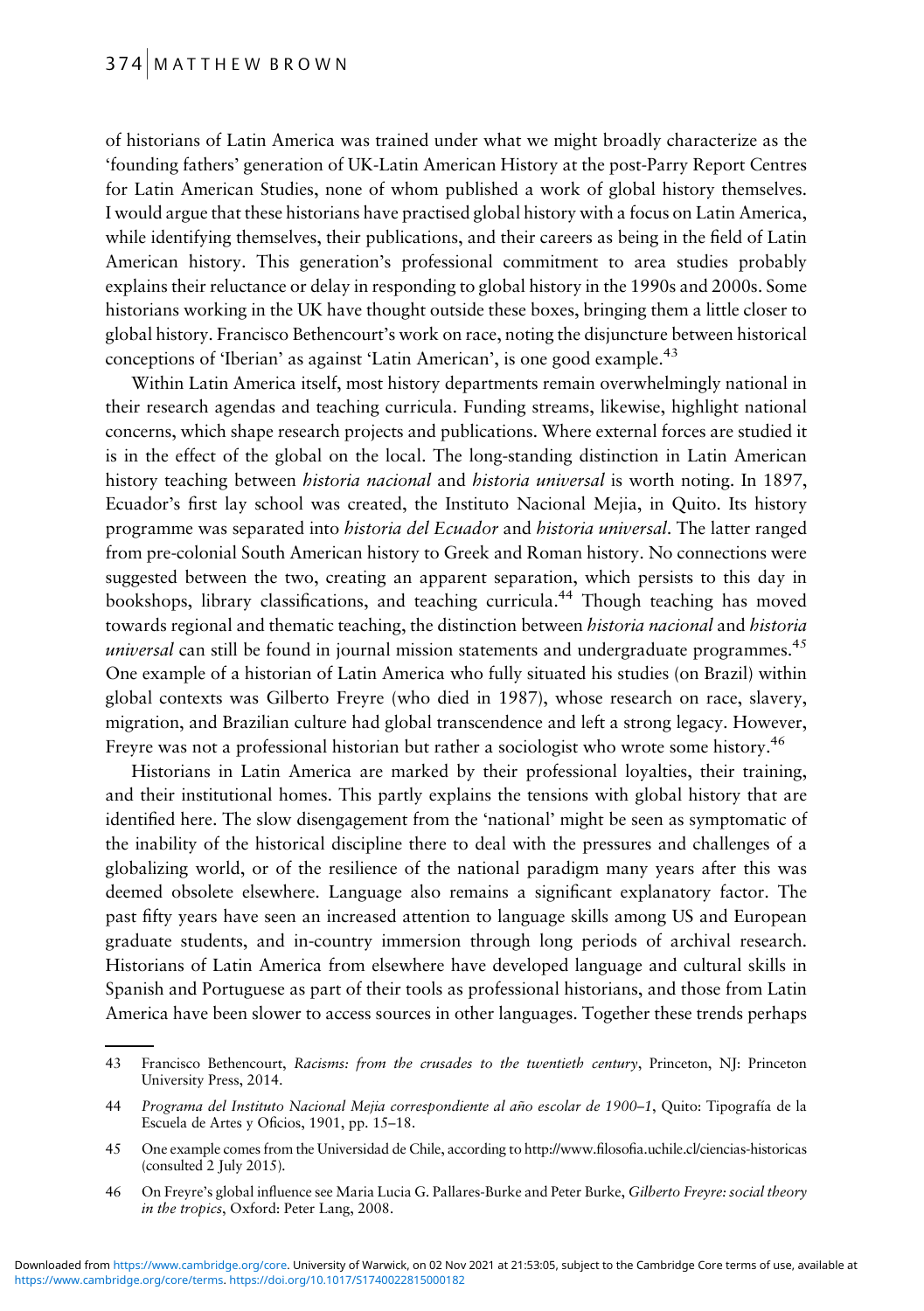of historians of Latin America was trained under what we might broadly characterize as the 'founding fathers' generation of UK-Latin American History at the post-Parry Report Centres for Latin American Studies, none of whom published a work of global history themselves. I would argue that these historians have practised global history with a focus on Latin America, while identifying themselves, their publications, and their careers as being in the field of Latin American history. This generation's professional commitment to area studies probably explains their reluctance or delay in responding to global history in the 1990s and 2000s. Some historians working in the UK have thought outside these boxes, bringing them a little closer to global history. Francisco Bethencourt's work on race, noting the disjuncture between historical conceptions of 'Iberian' as against 'Latin American', is one good example.[43]

Within Latin America itself, most history departments remain overwhelmingly national in their research agendas and teaching curricula. Funding streams, likewise, highlight national concerns, which shape research projects and publications. Where external forces are studied it is in the effect of the global on the local. The long-standing distinction in Latin American history teaching between *historia nacional* and *historia universal* is worth noting. In 1897, Ecuador's first lay school was created, the Instituto Nacional Mejia, in Quito. Its history programme was separated into *historia del Ecuador* and *historia universal*. The latter ranged from pre-colonial South American history to Greek and Roman history. No connections were suggested between the two, creating an apparent separation, which persists to this day in bookshops, library classifications, and teaching curricula.[44] Though teaching has moved towards regional and thematic teaching, the distinction between *historia nacional* and *historia universal* can still be found in journal mission statements and undergraduate programmes.[45] One example of a historian of Latin America who fully situated his studies (on Brazil) within global contexts was Gilberto Freyre (who died in 1987), whose research on race, slavery, migration, and Brazilian culture had global transcendence and left a strong legacy. However, Freyre was not a professional historian but rather a sociologist who wrote some history.[46]

Historians in Latin America are marked by their professional loyalties, their training, and their institutional homes. This partly explains the tensions with global history that are identified here. The slow disengagement from the 'national' might be seen as symptomatic of the inability of the historical discipline there to deal with the pressures and challenges of a globalizing world, or of the resilience of the national paradigm many years after this was deemed obsolete elsewhere. Language also remains a significant explanatory factor. The past fifty years have seen an increased attention to language skills among US and European graduate students, and in-country immersion through long periods of archival research. Historians of Latin America from elsewhere have developed language and cultural skills in Spanish and Portuguese as part of their tools as professional historians, and those from Latin America have been slower to access sources in other languages. Together these trends perhaps

---

43 Francisco Bethencourt, *Racisms: from the crusades to the twentieth century*, Princeton, NJ: Princeton University Press, 2014.

44 *Programa del Instituto Nacional Mejia correspondiente al año escolar de 1900–1*, Quito: Tipografía de la Escuela de Artes y Oficios, 1901, pp. 15–18.

45 One example comes from the Universidad de Chile, according to http://www.filosofia.uchile.cl/ciencias-historicas (consulted 2 July 2015).

46 On Freyre's global influence see Maria Lucia G. Pallares-Burke and Peter Burke, *Gilberto Freyre: social theory in the tropics*, Oxford: Peter Lang, 2008.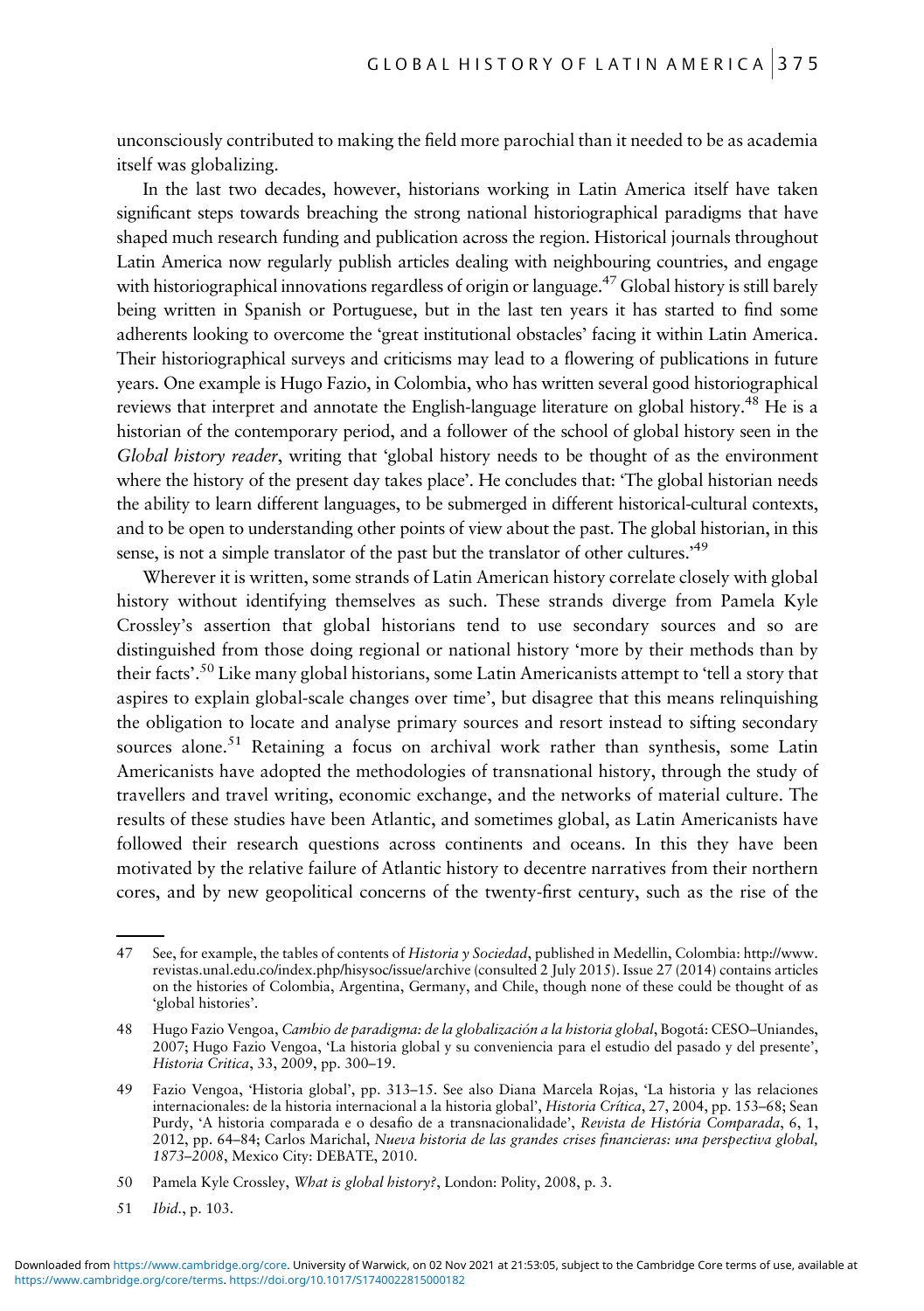unconsciously contributed to making the field more parochial than it needed to be as academia itself was globalizing.

In the last two decades, however, historians working in Latin America itself have taken significant steps towards breaching the strong national historiographical paradigms that have shaped much research funding and publication across the region. Historical journals throughout Latin America now regularly publish articles dealing with neighbouring countries, and engage with historiographical innovations regardless of origin or language.[47] Global history is still barely being written in Spanish or Portuguese, but in the last ten years it has started to find some adherents looking to overcome the 'great institutional obstacles' facing it within Latin America. Their historiographical surveys and criticisms may lead to a flowering of publications in future years. One example is Hugo Fazio, in Colombia, who has written several good historiographical reviews that interpret and annotate the English-language literature on global history.[48] He is a historian of the contemporary period, and a follower of the school of global history seen in the *Global history reader*, writing that 'global history needs to be thought of as the environment where the history of the present day takes place'. He concludes that: 'The global historian needs the ability to learn different languages, to be submerged in different historical-cultural contexts, and to be open to understanding other points of view about the past. The global historian, in this sense, is not a simple translator of the past but the translator of other cultures.'[49]

Wherever it is written, some strands of Latin American history correlate closely with global history without identifying themselves as such. These strands diverge from Pamela Kyle Crossley's assertion that global historians tend to use secondary sources and so are distinguished from those doing regional or national history 'more by their methods than by their facts'.[50] Like many global historians, some Latin Americanists attempt to 'tell a story that aspires to explain global-scale changes over time', but disagree that this means relinquishing the obligation to locate and analyse primary sources and resort instead to sifting secondary sources alone.[51] Retaining a focus on archival work rather than synthesis, some Latin Americanists have adopted the methodologies of transnational history, through the study of travellers and travel writing, economic exchange, and the networks of material culture. The results of these studies have been Atlantic, and sometimes global, as Latin Americanists have followed their research questions across continents and oceans. In this they have been motivated by the relative failure of Atlantic history to decentre narratives from their northern cores, and by new geopolitical concerns of the twenty-first century, such as the rise of the

---

47 See, for example, the tables of contents of *Historia y Sociedad*, published in Medellin, Colombia: http://www.revistas.unal.edu.co/index.php/hisysoc/issue/archive (consulted 2 July 2015). Issue 27 (2014) contains articles on the histories of Colombia, Argentina, Germany, and Chile, though none of these could be thought of as 'global histories'.

48 Hugo Fazio Vengoa, *Cambio de paradigma: de la globalización a la historia global*, Bogotá: CESO–Uniandes, 2007; Hugo Fazio Vengoa, 'La historia global y su conveniencia para el estudio del pasado y del presente', *Historia Critica*, 33, 2009, pp. 300–19.

49 Fazio Vengoa, 'Historia global', pp. 313–15. See also Diana Marcela Rojas, 'La historia y las relaciones internacionales: de la historia internacional a la historia global', *Historia Crítica*, 27, 2004, pp. 153–68; Sean Purdy, 'A historia comparada e o desafio de a transnacionalidade', *Revista de História Comparada*, 6, 1, 2012, pp. 64–84; Carlos Marichal, *Nueva historia de las grandes crises financieras: una perspectiva global, 1873–2008*, Mexico City: DEBATE, 2010.

50 Pamela Kyle Crossley, *What is global history?*, London: Polity, 2008, p. 3.

51 *Ibid*., p. 103.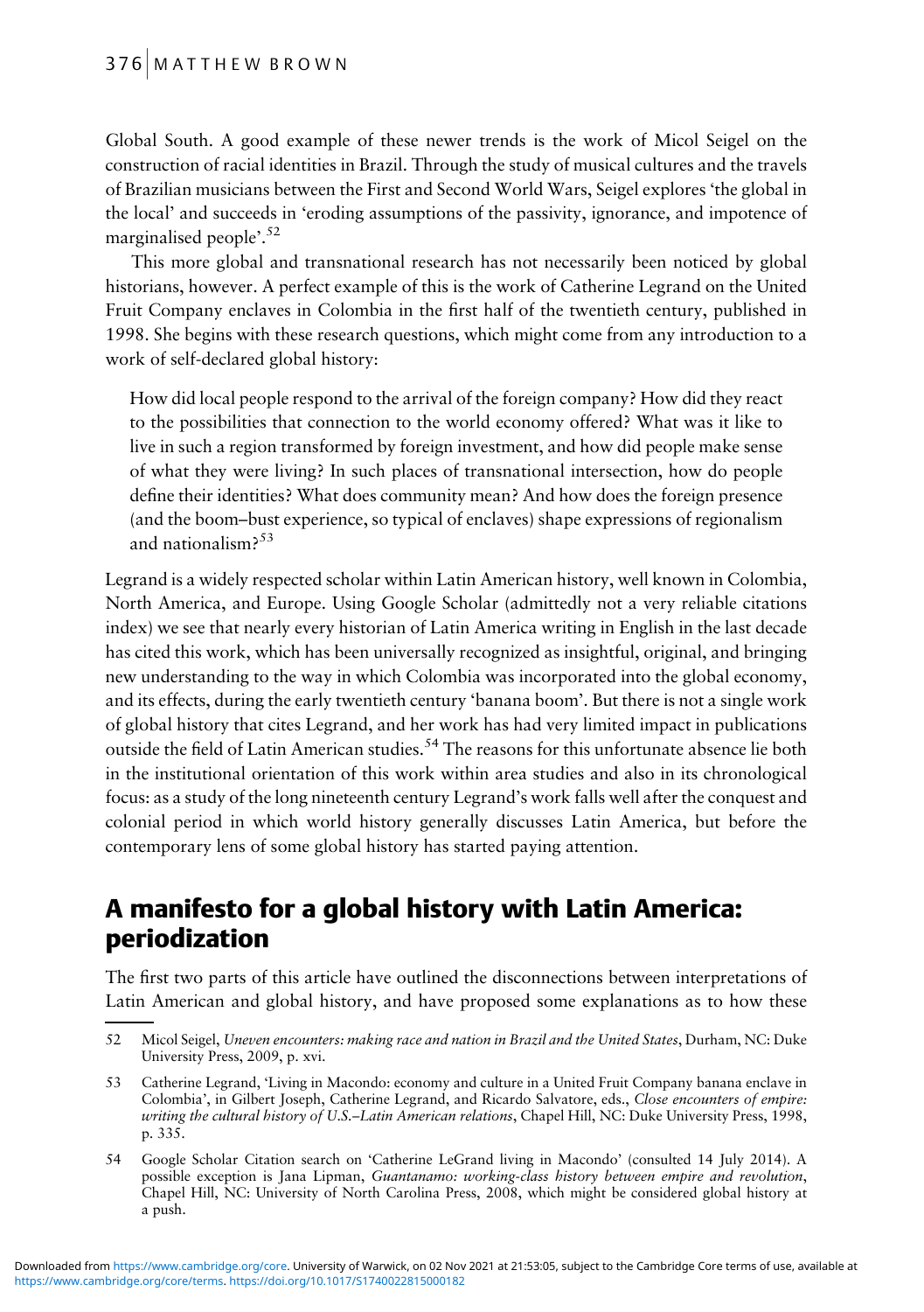Global South. A good example of these newer trends is the work of Micol Seigel on the construction of racial identities in Brazil. Through the study of musical cultures and the travels of Brazilian musicians between the First and Second World Wars, Seigel explores 'the global in the local' and succeeds in 'eroding assumptions of the passivity, ignorance, and impotence of marginalised people'.[52]

This more global and transnational research has not necessarily been noticed by global historians, however. A perfect example of this is the work of Catherine Legrand on the United Fruit Company enclaves in Colombia in the first half of the twentieth century, published in 1998. She begins with these research questions, which might come from any introduction to a work of self-declared global history:

> How did local people respond to the arrival of the foreign company? How did they react to the possibilities that connection to the world economy offered? What was it like to live in such a region transformed by foreign investment, and how did people make sense of what they were living? In such places of transnational intersection, how do people define their identities? What does community mean? And how does the foreign presence (and the boom–bust experience, so typical of enclaves) shape expressions of regionalism and nationalism?[53]

Legrand is a widely respected scholar within Latin American history, well known in Colombia, North America, and Europe. Using Google Scholar (admittedly not a very reliable citations index) we see that nearly every historian of Latin America writing in English in the last decade has cited this work, which has been universally recognized as insightful, original, and bringing new understanding to the way in which Colombia was incorporated into the global economy, and its effects, during the early twentieth century 'banana boom'. But there is not a single work of global history that cites Legrand, and her work has had very limited impact in publications outside the field of Latin American studies.[54] The reasons for this unfortunate absence lie both in the institutional orientation of this work within area studies and also in its chronological focus: as a study of the long nineteenth century Legrand's work falls well after the conquest and colonial period in which world history generally discusses Latin America, but before the contemporary lens of some global history has started paying attention.

## A manifesto for a global history with Latin America: periodization

The first two parts of this article have outlined the disconnections between interpretations of Latin American and global history, and have proposed some explanations as to how these

---

52 Micol Seigel, *Uneven encounters: making race and nation in Brazil and the United States*, Durham, NC: Duke University Press, 2009, p. xvi.

53 Catherine Legrand, 'Living in Macondo: economy and culture in a United Fruit Company banana enclave in Colombia', in Gilbert Joseph, Catherine Legrand, and Ricardo Salvatore, eds., *Close encounters of empire: writing the cultural history of U.S.–Latin American relations*, Chapel Hill, NC: Duke University Press, 1998, p. 335.

54 Google Scholar Citation search on 'Catherine LeGrand living in Macondo' (consulted 14 July 2014). A possible exception is Jana Lipman, *Guantanamo: working-class history between empire and revolution*, Chapel Hill, NC: University of North Carolina Press, 2008, which might be considered global history at a push.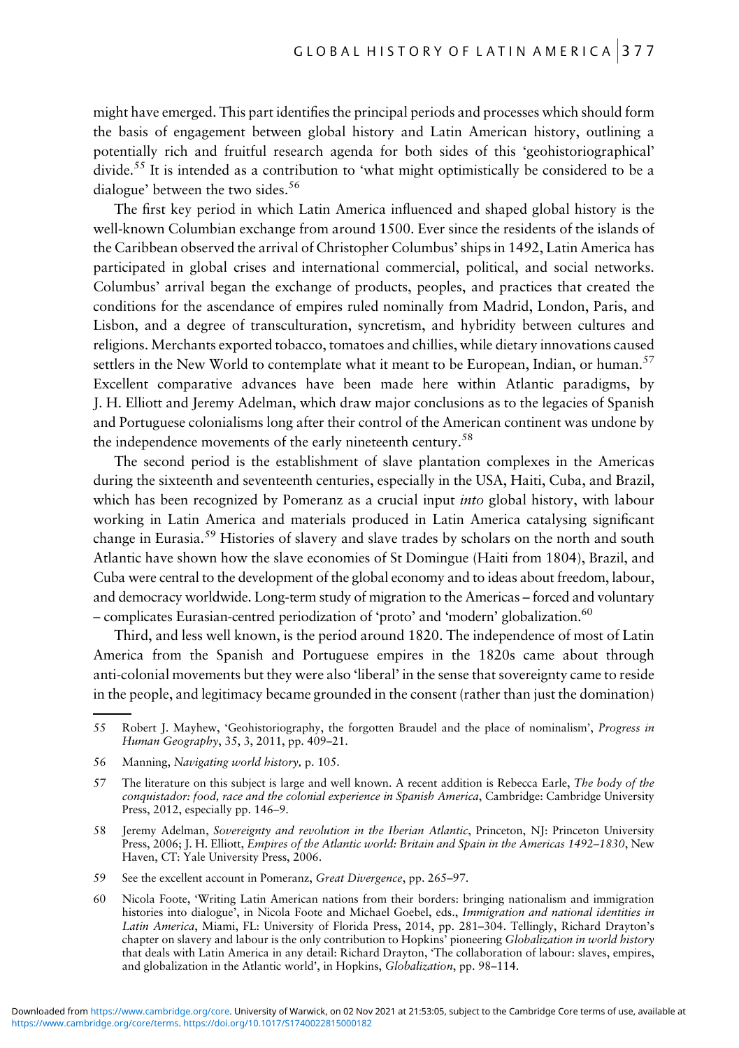might have emerged. This part identifies the principal periods and processes which should form the basis of engagement between global history and Latin American history, outlining a potentially rich and fruitful research agenda for both sides of this 'geohistoriographical' divide.[55] It is intended as a contribution to 'what might optimistically be considered to be a dialogue' between the two sides.[56]

The first key period in which Latin America influenced and shaped global history is the well-known Columbian exchange from around 1500. Ever since the residents of the islands of the Caribbean observed the arrival of Christopher Columbus' ships in 1492, Latin America has participated in global crises and international commercial, political, and social networks. Columbus' arrival began the exchange of products, peoples, and practices that created the conditions for the ascendance of empires ruled nominally from Madrid, London, Paris, and Lisbon, and a degree of transculturation, syncretism, and hybridity between cultures and religions. Merchants exported tobacco, tomatoes and chillies, while dietary innovations caused settlers in the New World to contemplate what it meant to be European, Indian, or human.[57] Excellent comparative advances have been made here within Atlantic paradigms, by J. H. Elliott and Jeremy Adelman, which draw major conclusions as to the legacies of Spanish and Portuguese colonialisms long after their control of the American continent was undone by the independence movements of the early nineteenth century.[58]

The second period is the establishment of slave plantation complexes in the Americas during the sixteenth and seventeenth centuries, especially in the USA, Haiti, Cuba, and Brazil, which has been recognized by Pomeranz as a crucial input *into* global history, with labour working in Latin America and materials produced in Latin America catalysing significant change in Eurasia.[59] Histories of slavery and slave trades by scholars on the north and south Atlantic have shown how the slave economies of St Domingue (Haiti from 1804), Brazil, and Cuba were central to the development of the global economy and to ideas about freedom, labour, and democracy worldwide. Long-term study of migration to the Americas – forced and voluntary – complicates Eurasian-centred periodization of 'proto' and 'modern' globalization.[60]

Third, and less well known, is the period around 1820. The independence of most of Latin America from the Spanish and Portuguese empires in the 1820s came about through anti-colonial movements but they were also 'liberal' in the sense that sovereignty came to reside in the people, and legitimacy became grounded in the consent (rather than just the domination)

---

55 Robert J. Mayhew, 'Geohistoriography, the forgotten Braudel and the place of nominalism', *Progress in Human Geography*, 35, 3, 2011, pp. 409–21.

56 Manning, *Navigating world history,* p. 105.

57 The literature on this subject is large and well known. A recent addition is Rebecca Earle, *The body of the conquistador: food, race and the colonial experience in Spanish America*, Cambridge: Cambridge University Press, 2012, especially pp. 146–9.

58 Jeremy Adelman, *Sovereignty and revolution in the Iberian Atlantic*, Princeton, NJ: Princeton University Press, 2006; J. H. Elliott, *Empires of the Atlantic world: Britain and Spain in the Americas 1492–1830*, New Haven, CT: Yale University Press, 2006.

59 See the excellent account in Pomeranz, *Great Divergence*, pp. 265–97.

60 Nicola Foote, 'Writing Latin American nations from their borders: bringing nationalism and immigration histories into dialogue', in Nicola Foote and Michael Goebel, eds., *Immigration and national identities in Latin America*, Miami, FL: University of Florida Press, 2014, pp. 281–304. Tellingly, Richard Drayton's chapter on slavery and labour is the only contribution to Hopkins' pioneering *Globalization in world history* that deals with Latin America in any detail: Richard Drayton, 'The collaboration of labour: slaves, empires, and globalization in the Atlantic world', in Hopkins, *Globalization*, pp. 98–114.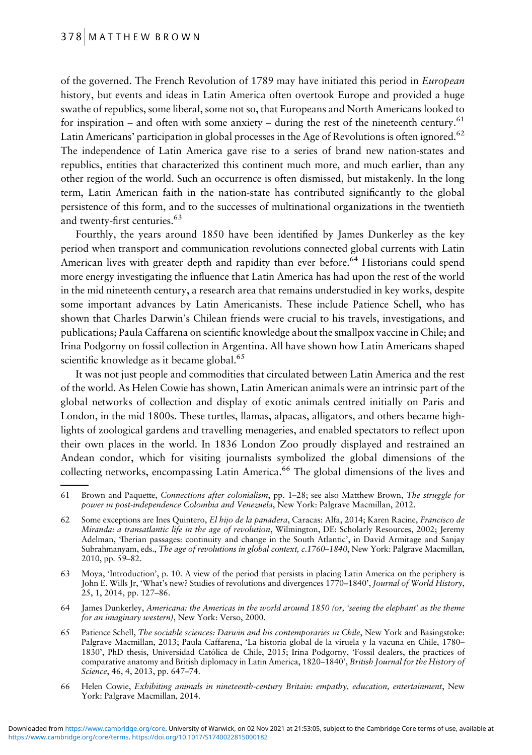of the governed. The French Revolution of 1789 may have initiated this period in *European* history, but events and ideas in Latin America often overtook Europe and provided a huge swathe of republics, some liberal, some not so, that Europeans and North Americans looked to for inspiration – and often with some anxiety – during the rest of the nineteenth century.[61] Latin Americans' participation in global processes in the Age of Revolutions is often ignored.[62] The independence of Latin America gave rise to a series of brand new nation-states and republics, entities that characterized this continent much more, and much earlier, than any other region of the world. Such an occurrence is often dismissed, but mistakenly. In the long term, Latin American faith in the nation-state has contributed significantly to the global persistence of this form, and to the successes of multinational organizations in the twentieth and twenty-first centuries.[63]

Fourthly, the years around 1850 have been identified by James Dunkerley as the key period when transport and communication revolutions connected global currents with Latin American lives with greater depth and rapidity than ever before.[64] Historians could spend more energy investigating the influence that Latin America has had upon the rest of the world in the mid nineteenth century, a research area that remains understudied in key works, despite some important advances by Latin Americanists. These include Patience Schell, who has shown that Charles Darwin's Chilean friends were crucial to his travels, investigations, and publications; Paula Caffarena on scientific knowledge about the smallpox vaccine in Chile; and Irina Podgorny on fossil collection in Argentina. All have shown how Latin Americans shaped scientific knowledge as it became global.[65]

It was not just people and commodities that circulated between Latin America and the rest of the world. As Helen Cowie has shown, Latin American animals were an intrinsic part of the global networks of collection and display of exotic animals centred initially on Paris and London, in the mid 1800s. These turtles, llamas, alpacas, alligators, and others became highlights of zoological gardens and travelling menageries, and enabled spectators to reflect upon their own places in the world. In 1836 London Zoo proudly displayed and restrained an Andean condor, which for visiting journalists symbolized the global dimensions of the collecting networks, encompassing Latin America.[66] The global dimensions of the lives and

---

61 Brown and Paquette, *Connections after colonialism*, pp. 1–28; see also Matthew Brown, *The struggle for power in post-independence Colombia and Venezuela*, New York: Palgrave Macmillan, 2012.

62 Some exceptions are Ines Quintero, *El hijo de la panadera*, Caracas: Alfa, 2014; Karen Racine, *Francisco de Miranda: a transatlantic life in the age of revolution*, Wilmington, DE: Scholarly Resources, 2002; Jeremy Adelman, 'Iberian passages: continuity and change in the South Atlantic', in David Armitage and Sanjay Subrahmanyam, eds., *The age of revolutions in global context, c.1760–1840*, New York: Palgrave Macmillan, 2010, pp. 59–82.

63 Moya, 'Introduction', p. 10. A view of the period that persists in placing Latin America on the periphery is John E. Wills Jr, 'What's new? Studies of revolutions and divergences 1770–1840', *Journal of World History*, 25, 1, 2014, pp. 127–86.

64 James Dunkerley, *Americana: the Americas in the world around 1850 (or, 'seeing the elephant' as the theme for an imaginary western)*, New York: Verso, 2000.

65 Patience Schell, *The sociable sciences: Darwin and his contemporaries in Chile*, New York and Basingstoke: Palgrave Macmillan, 2013; Paula Caffarena, 'La historia global de la viruela y la vacuna en Chile, 1780–1830', PhD thesis, Universidad Católica de Chile, 2015; Irina Podgorny, 'Fossil dealers, the practices of comparative anatomy and British diplomacy in Latin America, 1820–1840', *British Journal for the History of Science*, 46, 4, 2013, pp. 647–74.

66 Helen Cowie, *Exhibiting animals in nineteenth-century Britain: empathy, education, entertainment*, New York: Palgrave Macmillan, 2014.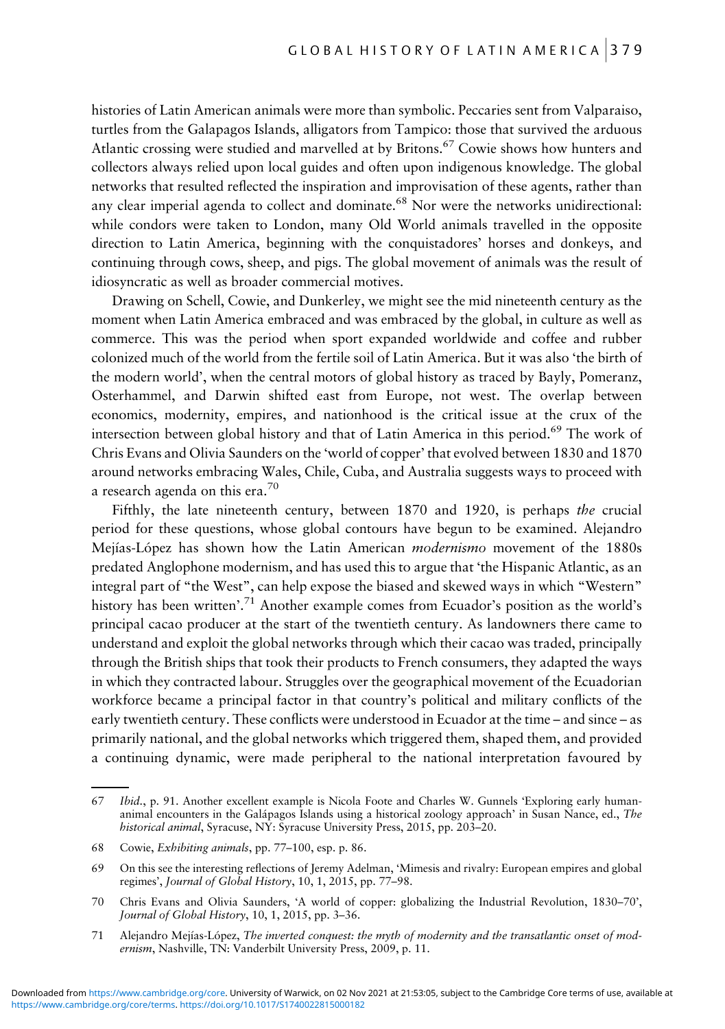histories of Latin American animals were more than symbolic. Peccaries sent from Valparaiso, turtles from the Galapagos Islands, alligators from Tampico: those that survived the arduous Atlantic crossing were studied and marvelled at by Britons.[67] Cowie shows how hunters and collectors always relied upon local guides and often upon indigenous knowledge. The global networks that resulted reflected the inspiration and improvisation of these agents, rather than any clear imperial agenda to collect and dominate.[68] Nor were the networks unidirectional: while condors were taken to London, many Old World animals travelled in the opposite direction to Latin America, beginning with the conquistadores' horses and donkeys, and continuing through cows, sheep, and pigs. The global movement of animals was the result of idiosyncratic as well as broader commercial motives.

Drawing on Schell, Cowie, and Dunkerley, we might see the mid nineteenth century as the moment when Latin America embraced and was embraced by the global, in culture as well as commerce. This was the period when sport expanded worldwide and coffee and rubber colonized much of the world from the fertile soil of Latin America. But it was also 'the birth of the modern world', when the central motors of global history as traced by Bayly, Pomeranz, Osterhammel, and Darwin shifted east from Europe, not west. The overlap between economics, modernity, empires, and nationhood is the critical issue at the crux of the intersection between global history and that of Latin America in this period.[69] The work of Chris Evans and Olivia Saunders on the 'world of copper' that evolved between 1830 and 1870 around networks embracing Wales, Chile, Cuba, and Australia suggests ways to proceed with a research agenda on this era.[70]

Fifthly, the late nineteenth century, between 1870 and 1920, is perhaps *the* crucial period for these questions, whose global contours have begun to be examined. Alejandro Mejías-López has shown how the Latin American *modernismo* movement of the 1880s predated Anglophone modernism, and has used this to argue that 'the Hispanic Atlantic, as an integral part of "the West", can help expose the biased and skewed ways in which "Western" history has been written'.[71] Another example comes from Ecuador's position as the world's principal cacao producer at the start of the twentieth century. As landowners there came to understand and exploit the global networks through which their cacao was traded, principally through the British ships that took their products to French consumers, they adapted the ways in which they contracted labour. Struggles over the geographical movement of the Ecuadorian workforce became a principal factor in that country's political and military conflicts of the early twentieth century. These conflicts were understood in Ecuador at the time – and since – as primarily national, and the global networks which triggered them, shaped them, and provided a continuing dynamic, were made peripheral to the national interpretation favoured by

---

67 *Ibid*., p. 91. Another excellent example is Nicola Foote and Charles W. Gunnels 'Exploring early human-animal encounters in the Galápagos Islands using a historical zoology approach' in Susan Nance, ed., *The historical animal*, Syracuse, NY: Syracuse University Press, 2015, pp. 203–20.

68 Cowie, *Exhibiting animals*, pp. 77–100, esp. p. 86.

69 On this see the interesting reflections of Jeremy Adelman, 'Mimesis and rivalry: European empires and global regimes', *Journal of Global History*, 10, 1, 2015, pp. 77–98.

70 Chris Evans and Olivia Saunders, 'A world of copper: globalizing the Industrial Revolution, 1830–70', *Journal of Global History*, 10, 1, 2015, pp. 3–36.

71 Alejandro Mejías-López, *The inverted conquest: the myth of modernity and the transatlantic onset of modernism*, Nashville, TN: Vanderbilt University Press, 2009, p. 11.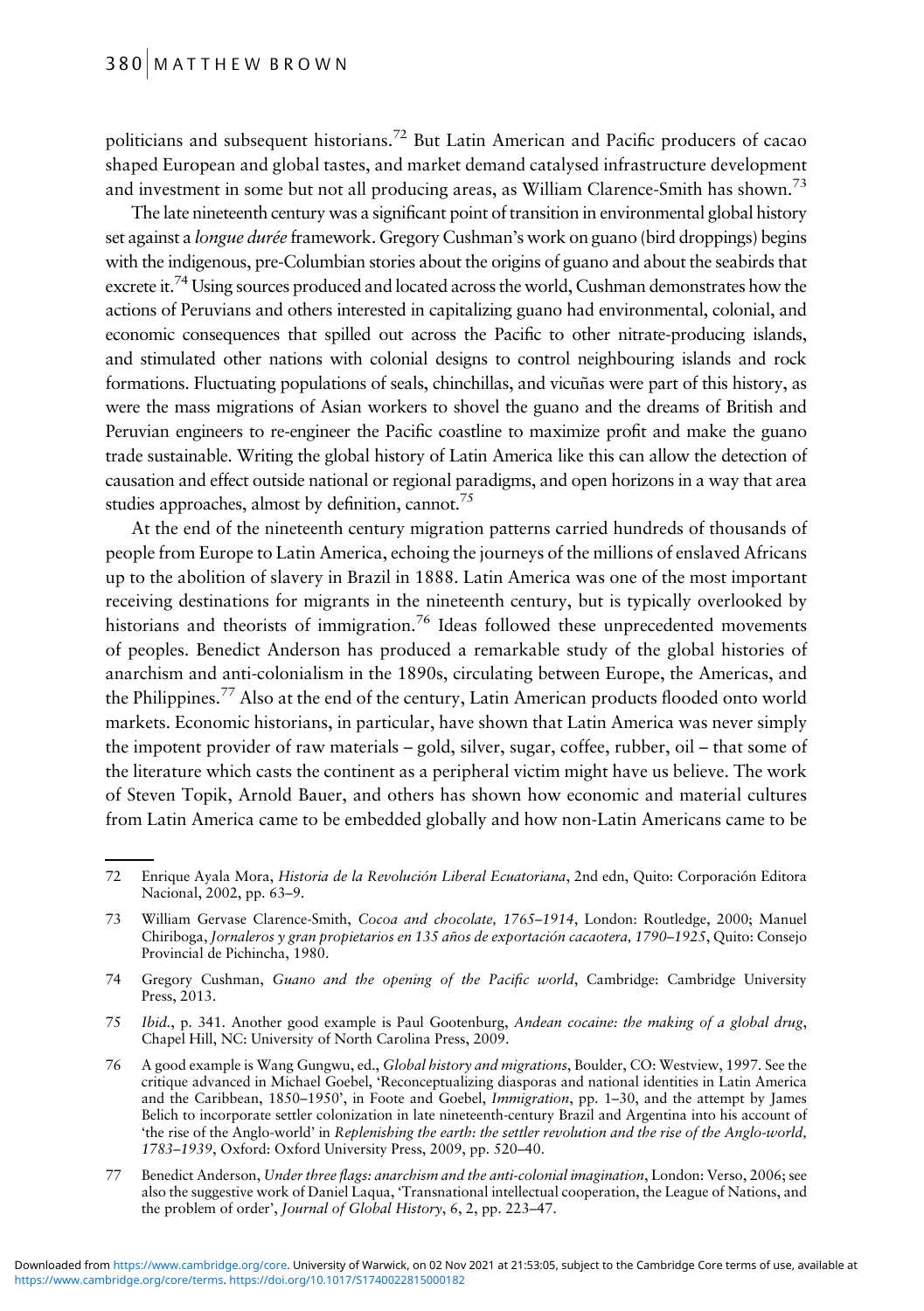politicians and subsequent historians.[72] But Latin American and Pacific producers of cacao shaped European and global tastes, and market demand catalysed infrastructure development and investment in some but not all producing areas, as William Clarence-Smith has shown.[73]

The late nineteenth century was a significant point of transition in environmental global history set against a *longue durée* framework. Gregory Cushman's work on guano (bird droppings) begins with the indigenous, pre-Columbian stories about the origins of guano and about the seabirds that excrete it.[74] Using sources produced and located across the world, Cushman demonstrates how the actions of Peruvians and others interested in capitalizing guano had environmental, colonial, and economic consequences that spilled out across the Pacific to other nitrate-producing islands, and stimulated other nations with colonial designs to control neighbouring islands and rock formations. Fluctuating populations of seals, chinchillas, and vicuñas were part of this history, as were the mass migrations of Asian workers to shovel the guano and the dreams of British and Peruvian engineers to re-engineer the Pacific coastline to maximize profit and make the guano trade sustainable. Writing the global history of Latin America like this can allow the detection of causation and effect outside national or regional paradigms, and open horizons in a way that area studies approaches, almost by definition, cannot.[75]

At the end of the nineteenth century migration patterns carried hundreds of thousands of people from Europe to Latin America, echoing the journeys of the millions of enslaved Africans up to the abolition of slavery in Brazil in 1888. Latin America was one of the most important receiving destinations for migrants in the nineteenth century, but is typically overlooked by historians and theorists of immigration.[76] Ideas followed these unprecedented movements of peoples. Benedict Anderson has produced a remarkable study of the global histories of anarchism and anti-colonialism in the 1890s, circulating between Europe, the Americas, and the Philippines.[77] Also at the end of the century, Latin American products flooded onto world markets. Economic historians, in particular, have shown that Latin America was never simply the impotent provider of raw materials – gold, silver, sugar, coffee, rubber, oil – that some of the literature which casts the continent as a peripheral victim might have us believe. The work of Steven Topik, Arnold Bauer, and others has shown how economic and material cultures from Latin America came to be embedded globally and how non-Latin Americans came to be

---

72 Enrique Ayala Mora, *Historia de la Revolución Liberal Ecuatoriana*, 2nd edn, Quito: Corporación Editora Nacional, 2002, pp. 63–9.

73 William Gervase Clarence-Smith, *Cocoa and chocolate, 1765–1914*, London: Routledge, 2000; Manuel Chiriboga, *Jornaleros y gran propietarios en 135 años de exportación cacaotera, 1790–1925*, Quito: Consejo Provincial de Pichincha, 1980.

74 Gregory Cushman, *Guano and the opening of the Pacific world*, Cambridge: Cambridge University Press, 2013.

75 *Ibid.*, p. 341. Another good example is Paul Gootenburg, *Andean cocaine: the making of a global drug*, Chapel Hill, NC: University of North Carolina Press, 2009.

76 A good example is Wang Gungwu, ed., *Global history and migrations*, Boulder, CO: Westview, 1997. See the critique advanced in Michael Goebel, 'Reconceptualizing diasporas and national identities in Latin America and the Caribbean, 1850–1950', in Foote and Goebel, *Immigration*, pp. 1–30, and the attempt by James Belich to incorporate settler colonization in late nineteenth-century Brazil and Argentina into his account of 'the rise of the Anglo-world' in *Replenishing the earth: the settler revolution and the rise of the Anglo-world, 1783–1939*, Oxford: Oxford University Press, 2009, pp. 520–40.

77 Benedict Anderson, *Under three flags: anarchism and the anti-colonial imagination*, London: Verso, 2006; see also the suggestive work of Daniel Laqua, 'Transnational intellectual cooperation, the League of Nations, and the problem of order', *Journal of Global History*, 6, 2, pp. 223–47.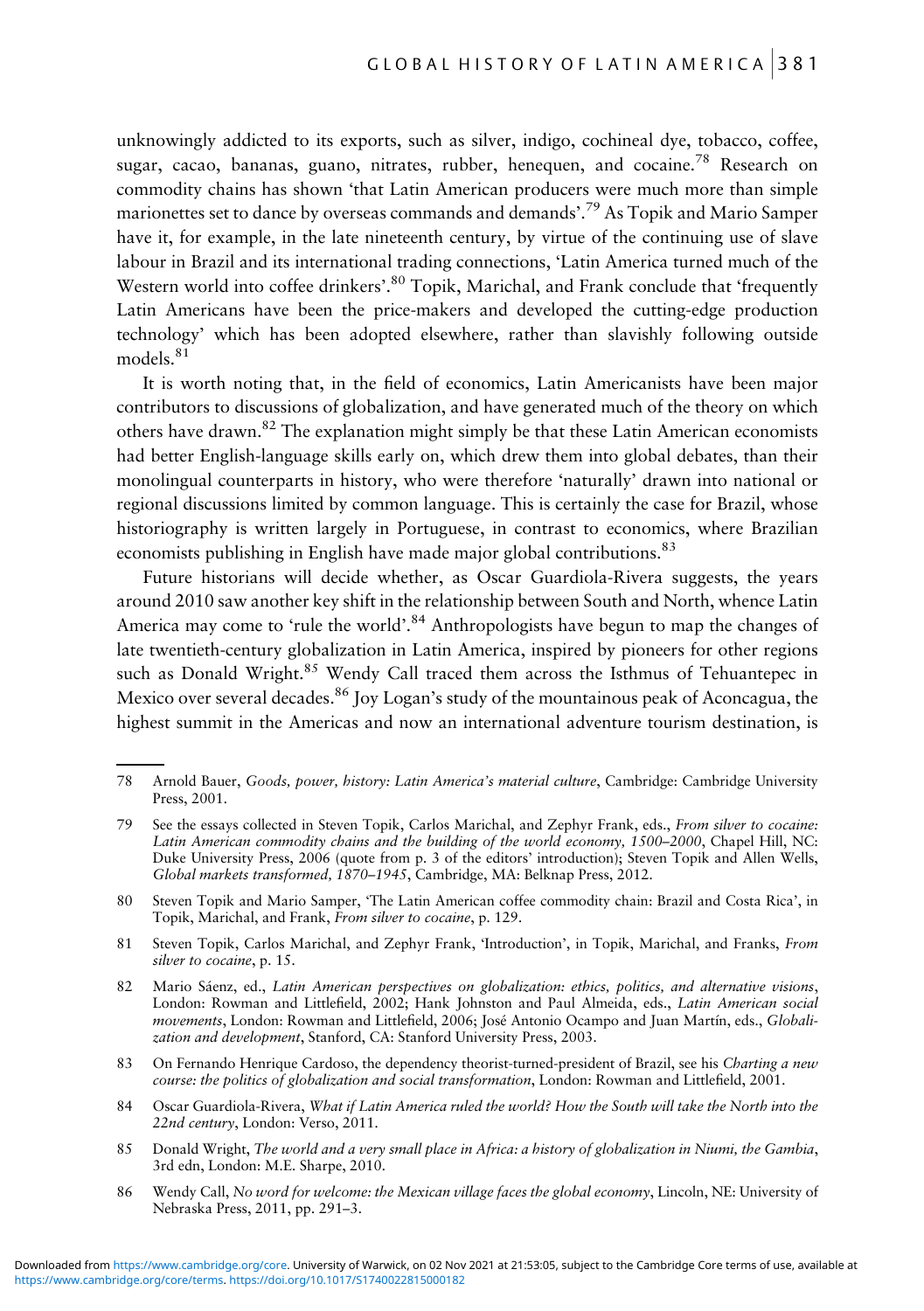unknowingly addicted to its exports, such as silver, indigo, cochineal dye, tobacco, coffee, sugar, cacao, bananas, guano, nitrates, rubber, henequen, and cocaine.[78] Research on commodity chains has shown 'that Latin American producers were much more than simple marionettes set to dance by overseas commands and demands'.[79] As Topik and Mario Samper have it, for example, in the late nineteenth century, by virtue of the continuing use of slave labour in Brazil and its international trading connections, 'Latin America turned much of the Western world into coffee drinkers'.[80] Topik, Marichal, and Frank conclude that 'frequently Latin Americans have been the price-makers and developed the cutting-edge production technology' which has been adopted elsewhere, rather than slavishly following outside models.[81]

It is worth noting that, in the field of economics, Latin Americanists have been major contributors to discussions of globalization, and have generated much of the theory on which others have drawn.[82] The explanation might simply be that these Latin American economists had better English-language skills early on, which drew them into global debates, than their monolingual counterparts in history, who were therefore 'naturally' drawn into national or regional discussions limited by common language. This is certainly the case for Brazil, whose historiography is written largely in Portuguese, in contrast to economics, where Brazilian economists publishing in English have made major global contributions.[83]

Future historians will decide whether, as Oscar Guardiola-Rivera suggests, the years around 2010 saw another key shift in the relationship between South and North, whence Latin America may come to 'rule the world'.[84] Anthropologists have begun to map the changes of late twentieth-century globalization in Latin America, inspired by pioneers for other regions such as Donald Wright.[85] Wendy Call traced them across the Isthmus of Tehuantepec in Mexico over several decades.[86] Joy Logan's study of the mountainous peak of Aconcagua, the highest summit in the Americas and now an international adventure tourism destination, is

---

78 Arnold Bauer, *Goods, power, history: Latin America's material culture*, Cambridge: Cambridge University Press, 2001.

79 See the essays collected in Steven Topik, Carlos Marichal, and Zephyr Frank, eds., *From silver to cocaine: Latin American commodity chains and the building of the world economy, 1500–2000*, Chapel Hill, NC: Duke University Press, 2006 (quote from p. 3 of the editors' introduction); Steven Topik and Allen Wells, *Global markets transformed, 1870–1945*, Cambridge, MA: Belknap Press, 2012.

80 Steven Topik and Mario Samper, 'The Latin American coffee commodity chain: Brazil and Costa Rica', in Topik, Marichal, and Frank, *From silver to cocaine*, p. 129.

81 Steven Topik, Carlos Marichal, and Zephyr Frank, 'Introduction', in Topik, Marichal, and Franks, *From silver to cocaine*, p. 15.

82 Mario Sáenz, ed., *Latin American perspectives on globalization: ethics, politics, and alternative visions*, London: Rowman and Littlefield, 2002; Hank Johnston and Paul Almeida, eds., *Latin American social movements*, London: Rowman and Littlefield, 2006; José Antonio Ocampo and Juan Martín, eds., *Globalization and development*, Stanford, CA: Stanford University Press, 2003.

83 On Fernando Henrique Cardoso, the dependency theorist-turned-president of Brazil, see his *Charting a new course: the politics of globalization and social transformation*, London: Rowman and Littlefield, 2001.

84 Oscar Guardiola-Rivera, *What if Latin America ruled the world? How the South will take the North into the 22nd century*, London: Verso, 2011.

85 Donald Wright, *The world and a very small place in Africa: a history of globalization in Niumi, the Gambia*, 3rd edn, London: M.E. Sharpe, 2010.

86 Wendy Call, *No word for welcome: the Mexican village faces the global economy*, Lincoln, NE: University of Nebraska Press, 2011, pp. 291–3.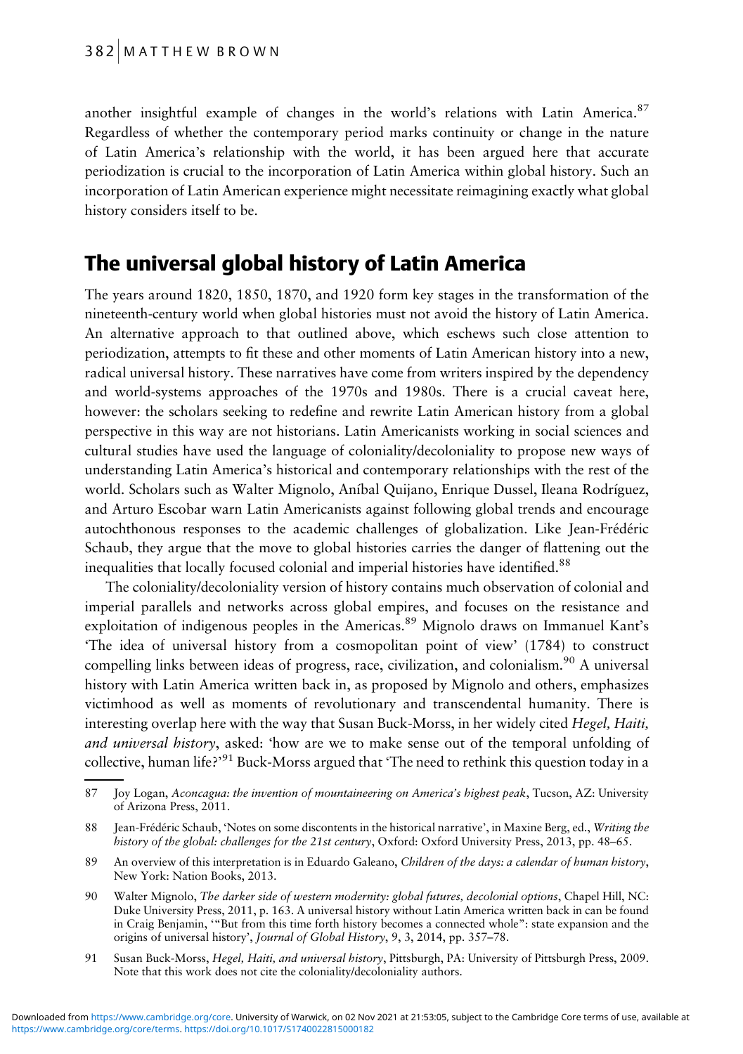another insightful example of changes in the world's relations with Latin America.[87] Regardless of whether the contemporary period marks continuity or change in the nature of Latin America's relationship with the world, it has been argued here that accurate periodization is crucial to the incorporation of Latin America within global history. Such an incorporation of Latin American experience might necessitate reimagining exactly what global history considers itself to be.

## The universal global history of Latin America

The years around 1820, 1850, 1870, and 1920 form key stages in the transformation of the nineteenth-century world when global histories must not avoid the history of Latin America. An alternative approach to that outlined above, which eschews such close attention to periodization, attempts to fit these and other moments of Latin American history into a new, radical universal history. These narratives have come from writers inspired by the dependency and world-systems approaches of the 1970s and 1980s. There is a crucial caveat here, however: the scholars seeking to redefine and rewrite Latin American history from a global perspective in this way are not historians. Latin Americanists working in social sciences and cultural studies have used the language of coloniality/decoloniality to propose new ways of understanding Latin America's historical and contemporary relationships with the rest of the world. Scholars such as Walter Mignolo, Aníbal Quijano, Enrique Dussel, Ileana Rodríguez, and Arturo Escobar warn Latin Americanists against following global trends and encourage autochthonous responses to the academic challenges of globalization. Like Jean-Frédéric Schaub, they argue that the move to global histories carries the danger of flattening out the inequalities that locally focused colonial and imperial histories have identified.[88]

The coloniality/decoloniality version of history contains much observation of colonial and imperial parallels and networks across global empires, and focuses on the resistance and exploitation of indigenous peoples in the Americas.[89] Mignolo draws on Immanuel Kant's 'The idea of universal history from a cosmopolitan point of view' (1784) to construct compelling links between ideas of progress, race, civilization, and colonialism.[90] A universal history with Latin America written back in, as proposed by Mignolo and others, emphasizes victimhood as well as moments of revolutionary and transcendental humanity. There is interesting overlap here with the way that Susan Buck-Morss, in her widely cited *Hegel, Haiti, and universal history*, asked: 'how are we to make sense out of the temporal unfolding of collective, human life?'[91] Buck-Morss argued that 'The need to rethink this question today in a

---

87 Joy Logan, *Aconcagua: the invention of mountaineering on America's highest peak*, Tucson, AZ: University of Arizona Press, 2011.

88 Jean-Frédéric Schaub, 'Notes on some discontents in the historical narrative', in Maxine Berg, ed., *Writing the history of the global: challenges for the 21st century*, Oxford: Oxford University Press, 2013, pp. 48–65.

89 An overview of this interpretation is in Eduardo Galeano, *Children of the days: a calendar of human history*, New York: Nation Books, 2013.

90 Walter Mignolo, *The darker side of western modernity: global futures, decolonial options*, Chapel Hill, NC: Duke University Press, 2011, p. 163. A universal history without Latin America written back in can be found in Craig Benjamin, '"But from this time forth history becomes a connected whole": state expansion and the origins of universal history', *Journal of Global History*, 9, 3, 2014, pp. 357–78.

91 Susan Buck-Morss, *Hegel, Haiti, and universal history*, Pittsburgh, PA: University of Pittsburgh Press, 2009. Note that this work does not cite the coloniality/decoloniality authors.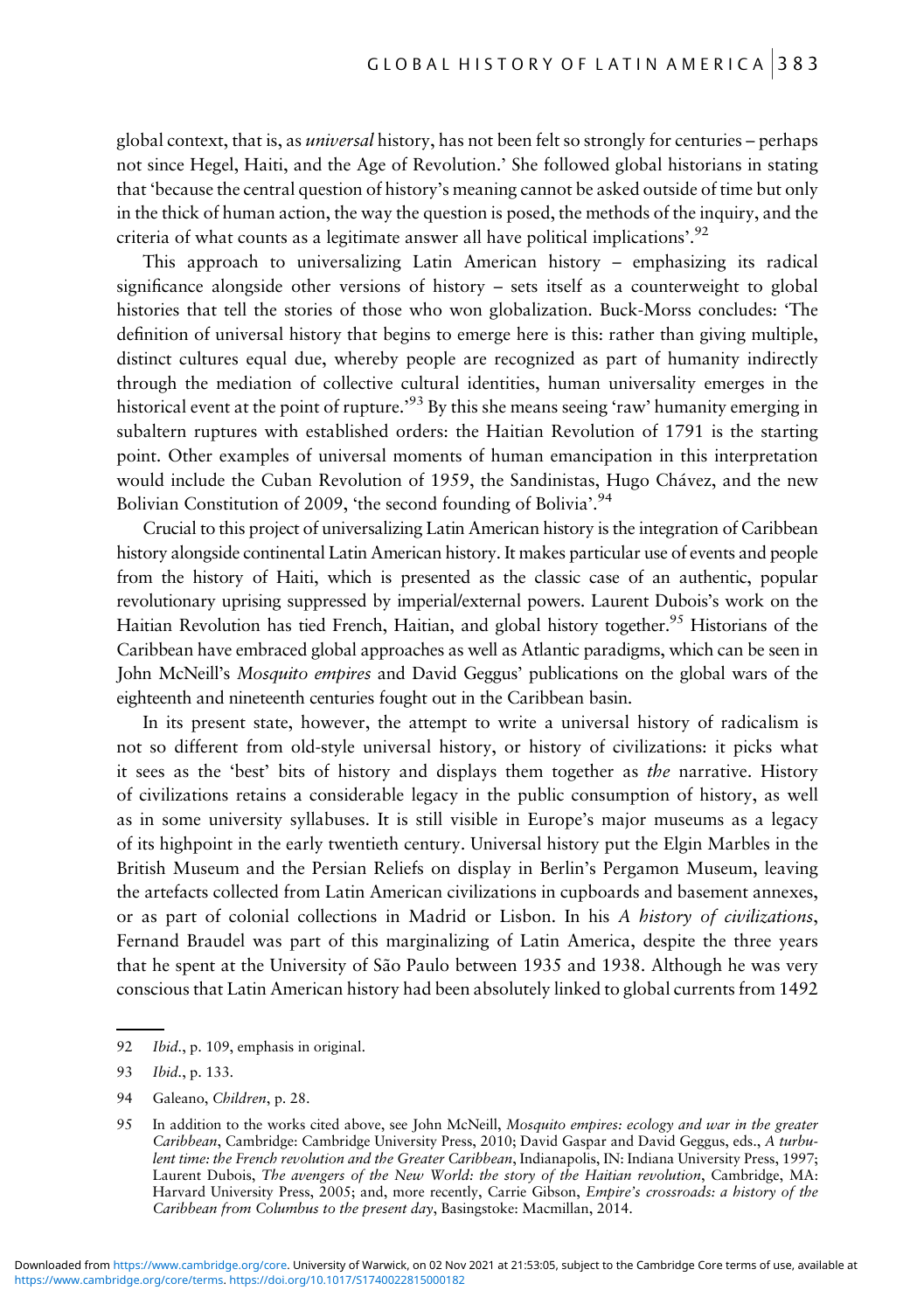global context, that is, as *universal* history, has not been felt so strongly for centuries – perhaps not since Hegel, Haiti, and the Age of Revolution.' She followed global historians in stating that 'because the central question of history's meaning cannot be asked outside of time but only in the thick of human action, the way the question is posed, the methods of the inquiry, and the criteria of what counts as a legitimate answer all have political implications'.[92]

This approach to universalizing Latin American history – emphasizing its radical significance alongside other versions of history – sets itself as a counterweight to global histories that tell the stories of those who won globalization. Buck-Morss concludes: 'The definition of universal history that begins to emerge here is this: rather than giving multiple, distinct cultures equal due, whereby people are recognized as part of humanity indirectly through the mediation of collective cultural identities, human universality emerges in the historical event at the point of rupture.'[93] By this she means seeing 'raw' humanity emerging in subaltern ruptures with established orders: the Haitian Revolution of 1791 is the starting point. Other examples of universal moments of human emancipation in this interpretation would include the Cuban Revolution of 1959, the Sandinistas, Hugo Chávez, and the new Bolivian Constitution of 2009, 'the second founding of Bolivia'.[94]

Crucial to this project of universalizing Latin American history is the integration of Caribbean history alongside continental Latin American history. It makes particular use of events and people from the history of Haiti, which is presented as the classic case of an authentic, popular revolutionary uprising suppressed by imperial/external powers. Laurent Dubois's work on the Haitian Revolution has tied French, Haitian, and global history together.[95] Historians of the Caribbean have embraced global approaches as well as Atlantic paradigms, which can be seen in John McNeill's *Mosquito empires* and David Geggus' publications on the global wars of the eighteenth and nineteenth centuries fought out in the Caribbean basin.

In its present state, however, the attempt to write a universal history of radicalism is not so different from old-style universal history, or history of civilizations: it picks what it sees as the 'best' bits of history and displays them together as *the* narrative. History of civilizations retains a considerable legacy in the public consumption of history, as well as in some university syllabuses. It is still visible in Europe's major museums as a legacy of its highpoint in the early twentieth century. Universal history put the Elgin Marbles in the British Museum and the Persian Reliefs on display in Berlin's Pergamon Museum, leaving the artefacts collected from Latin American civilizations in cupboards and basement annexes, or as part of colonial collections in Madrid or Lisbon. In his *A history of civilizations*, Fernand Braudel was part of this marginalizing of Latin America, despite the three years that he spent at the University of São Paulo between 1935 and 1938. Although he was very conscious that Latin American history had been absolutely linked to global currents from 1492

---

92 *Ibid*., p. 109, emphasis in original.

93 *Ibid*., p. 133.

94 Galeano, *Children*, p. 28.

95 In addition to the works cited above, see John McNeill, *Mosquito empires: ecology and war in the greater Caribbean*, Cambridge: Cambridge University Press, 2010; David Gaspar and David Geggus, eds., *A turbulent time: the French revolution and the Greater Caribbean*, Indianapolis, IN: Indiana University Press, 1997; Laurent Dubois, *The avengers of the New World: the story of the Haitian revolution*, Cambridge, MA: Harvard University Press, 2005; and, more recently, Carrie Gibson, *Empire's crossroads: a history of the Caribbean from Columbus to the present day*, Basingstoke: Macmillan, 2014.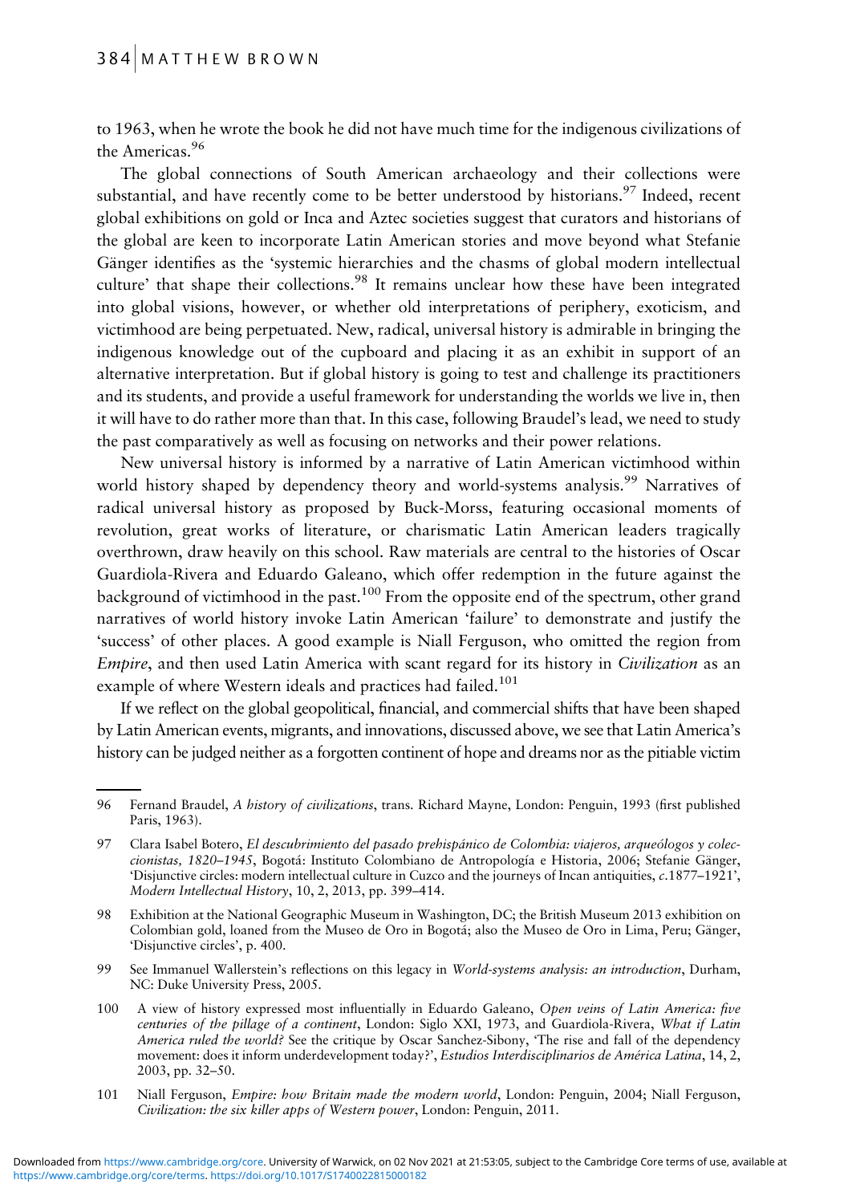to 1963, when he wrote the book he did not have much time for the indigenous civilizations of the Americas.[96]

The global connections of South American archaeology and their collections were substantial, and have recently come to be better understood by historians.[97] Indeed, recent global exhibitions on gold or Inca and Aztec societies suggest that curators and historians of the global are keen to incorporate Latin American stories and move beyond what Stefanie Gänger identifies as the 'systemic hierarchies and the chasms of global modern intellectual culture' that shape their collections.[98] It remains unclear how these have been integrated into global visions, however, or whether old interpretations of periphery, exoticism, and victimhood are being perpetuated. New, radical, universal history is admirable in bringing the indigenous knowledge out of the cupboard and placing it as an exhibit in support of an alternative interpretation. But if global history is going to test and challenge its practitioners and its students, and provide a useful framework for understanding the worlds we live in, then it will have to do rather more than that. In this case, following Braudel's lead, we need to study the past comparatively as well as focusing on networks and their power relations.

New universal history is informed by a narrative of Latin American victimhood within world history shaped by dependency theory and world-systems analysis.[99] Narratives of radical universal history as proposed by Buck-Morss, featuring occasional moments of revolution, great works of literature, or charismatic Latin American leaders tragically overthrown, draw heavily on this school. Raw materials are central to the histories of Oscar Guardiola-Rivera and Eduardo Galeano, which offer redemption in the future against the background of victimhood in the past.[100] From the opposite end of the spectrum, other grand narratives of world history invoke Latin American 'failure' to demonstrate and justify the 'success' of other places. A good example is Niall Ferguson, who omitted the region from *Empire*, and then used Latin America with scant regard for its history in *Civilization* as an example of where Western ideals and practices had failed.[101]

If we reflect on the global geopolitical, financial, and commercial shifts that have been shaped by Latin American events, migrants, and innovations, discussed above, we see that Latin America's history can be judged neither as a forgotten continent of hope and dreams nor as the pitiable victim

---

96 Fernand Braudel, *A history of civilizations*, trans. Richard Mayne, London: Penguin, 1993 (first published Paris, 1963).

97 Clara Isabel Botero, *El descubrimiento del pasado prehispánico de Colombia: viajeros, arqueólogos y coleccionistas, 1820–1945*, Bogotá: Instituto Colombiano de Antropología e Historia, 2006; Stefanie Gänger, 'Disjunctive circles: modern intellectual culture in Cuzco and the journeys of Incan antiquities, *c*.1877–1921', *Modern Intellectual History*, 10, 2, 2013, pp. 399–414.

98 Exhibition at the National Geographic Museum in Washington, DC; the British Museum 2013 exhibition on Colombian gold, loaned from the Museo de Oro in Bogotá; also the Museo de Oro in Lima, Peru; Gänger, 'Disjunctive circles', p. 400.

99 See Immanuel Wallerstein's reflections on this legacy in *World-systems analysis: an introduction*, Durham, NC: Duke University Press, 2005.

100 A view of history expressed most influentially in Eduardo Galeano, *Open veins of Latin America: five centuries of the pillage of a continent*, London: Siglo XXI, 1973, and Guardiola-Rivera, *What if Latin America ruled the world?* See the critique by Oscar Sanchez-Sibony, 'The rise and fall of the dependency movement: does it inform underdevelopment today?', *Estudios Interdisciplinarios de América Latina*, 14, 2, 2003, pp. 32–50.

101 Niall Ferguson, *Empire: how Britain made the modern world*, London: Penguin, 2004; Niall Ferguson, *Civilization: the six killer apps of Western power*, London: Penguin, 2011.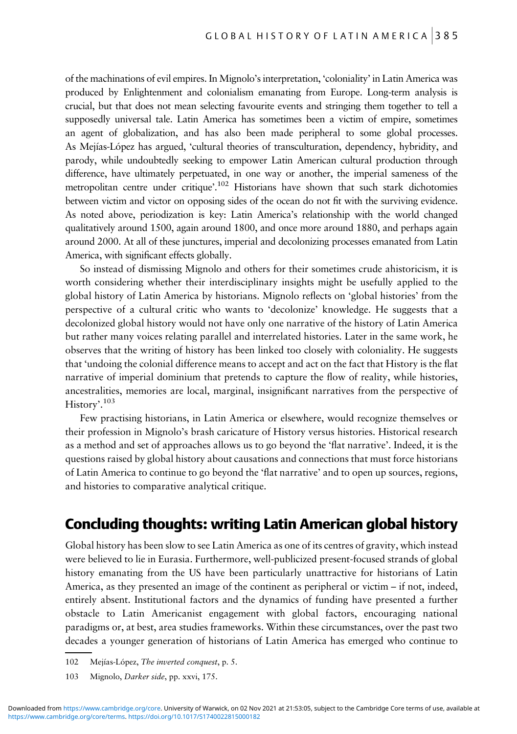of the machinations of evil empires. In Mignolo's interpretation, 'coloniality' in Latin America was produced by Enlightenment and colonialism emanating from Europe. Long-term analysis is crucial, but that does not mean selecting favourite events and stringing them together to tell a supposedly universal tale. Latin America has sometimes been a victim of empire, sometimes an agent of globalization, and has also been made peripheral to some global processes. As Mejías-López has argued, 'cultural theories of transculturation, dependency, hybridity, and parody, while undoubtedly seeking to empower Latin American cultural production through difference, have ultimately perpetuated, in one way or another, the imperial sameness of the metropolitan centre under critique'.[102] Historians have shown that such stark dichotomies between victim and victor on opposing sides of the ocean do not fit with the surviving evidence. As noted above, periodization is key: Latin America's relationship with the world changed qualitatively around 1500, again around 1800, and once more around 1880, and perhaps again around 2000. At all of these junctures, imperial and decolonizing processes emanated from Latin America, with significant effects globally.

So instead of dismissing Mignolo and others for their sometimes crude ahistoricism, it is worth considering whether their interdisciplinary insights might be usefully applied to the global history of Latin America by historians. Mignolo reflects on 'global histories' from the perspective of a cultural critic who wants to 'decolonize' knowledge. He suggests that a decolonized global history would not have only one narrative of the history of Latin America but rather many voices relating parallel and interrelated histories. Later in the same work, he observes that the writing of history has been linked too closely with coloniality. He suggests that 'undoing the colonial difference means to accept and act on the fact that History is the flat narrative of imperial dominium that pretends to capture the flow of reality, while histories, ancestralities, memories are local, marginal, insignificant narratives from the perspective of History'.[103]

Few practising historians, in Latin America or elsewhere, would recognize themselves or their profession in Mignolo's brash caricature of History versus histories. Historical research as a method and set of approaches allows us to go beyond the 'flat narrative'. Indeed, it is the questions raised by global history about causations and connections that must force historians of Latin America to continue to go beyond the 'flat narrative' and to open up sources, regions, and histories to comparative analytical critique.

## Concluding thoughts: writing Latin American global history

Global history has been slow to see Latin America as one of its centres of gravity, which instead were believed to lie in Eurasia. Furthermore, well-publicized present-focused strands of global history emanating from the US have been particularly unattractive for historians of Latin America, as they presented an image of the continent as peripheral or victim – if not, indeed, entirely absent. Institutional factors and the dynamics of funding have presented a further obstacle to Latin Americanist engagement with global factors, encouraging national paradigms or, at best, area studies frameworks. Within these circumstances, over the past two decades a younger generation of historians of Latin America has emerged who continue to

102 Mejías-López, *The inverted conquest*, p. 5.

103 Mignolo, *Darker side*, pp. xxvi, 175.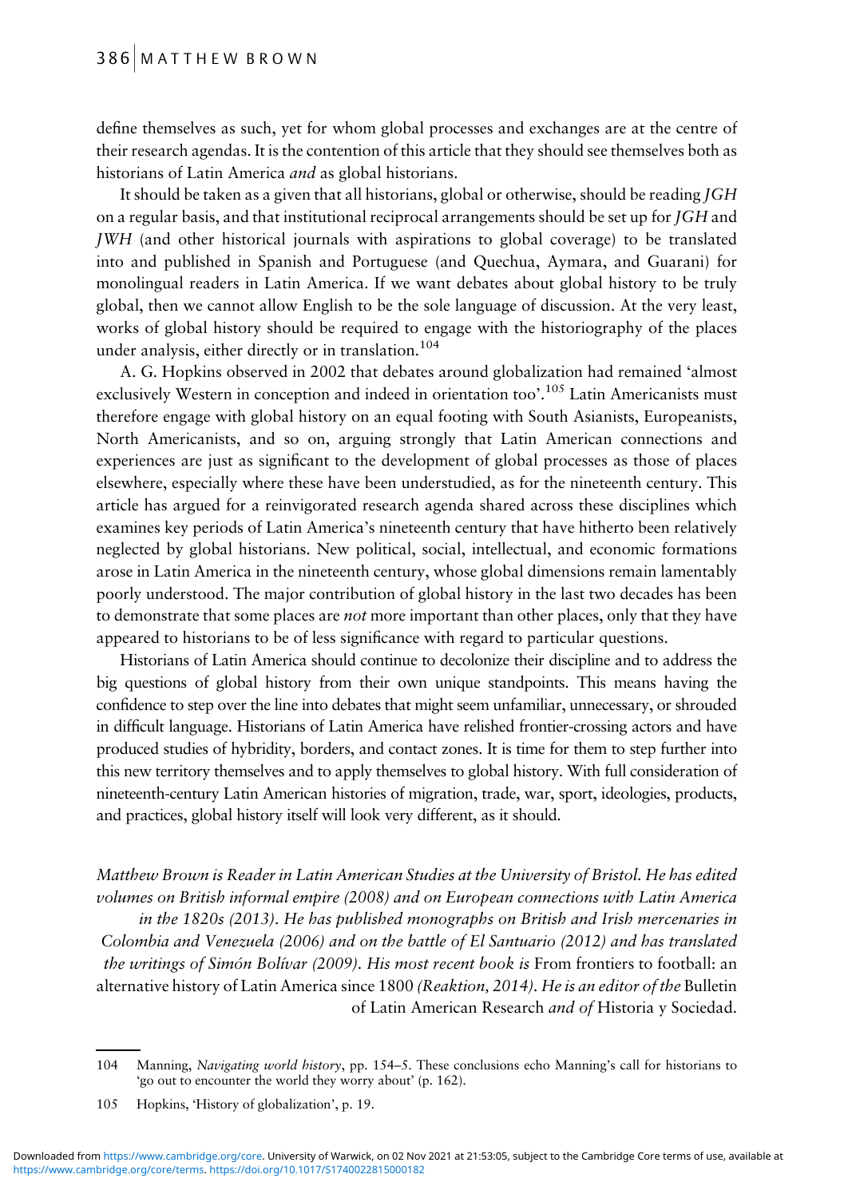define themselves as such, yet for whom global processes and exchanges are at the centre of their research agendas. It is the contention of this article that they should see themselves both as historians of Latin America *and* as global historians.

It should be taken as a given that all historians, global or otherwise, should be reading *JGH* on a regular basis, and that institutional reciprocal arrangements should be set up for *JGH* and *JWH* (and other historical journals with aspirations to global coverage) to be translated into and published in Spanish and Portuguese (and Quechua, Aymara, and Guarani) for monolingual readers in Latin America. If we want debates about global history to be truly global, then we cannot allow English to be the sole language of discussion. At the very least, works of global history should be required to engage with the historiography of the places under analysis, either directly or in translation.[104]

A. G. Hopkins observed in 2002 that debates around globalization had remained 'almost exclusively Western in conception and indeed in orientation too'.[105] Latin Americanists must therefore engage with global history on an equal footing with South Asianists, Europeanists, North Americanists, and so on, arguing strongly that Latin American connections and experiences are just as significant to the development of global processes as those of places elsewhere, especially where these have been understudied, as for the nineteenth century. This article has argued for a reinvigorated research agenda shared across these disciplines which examines key periods of Latin America's nineteenth century that have hitherto been relatively neglected by global historians. New political, social, intellectual, and economic formations arose in Latin America in the nineteenth century, whose global dimensions remain lamentably poorly understood. The major contribution of global history in the last two decades has been to demonstrate that some places are *not* more important than other places, only that they have appeared to historians to be of less significance with regard to particular questions.

Historians of Latin America should continue to decolonize their discipline and to address the big questions of global history from their own unique standpoints. This means having the confidence to step over the line into debates that might seem unfamiliar, unnecessary, or shrouded in difficult language. Historians of Latin America have relished frontier-crossing actors and have produced studies of hybridity, borders, and contact zones. It is time for them to step further into this new territory themselves and to apply themselves to global history. With full consideration of nineteenth-century Latin American histories of migration, trade, war, sport, ideologies, products, and practices, global history itself will look very different, as it should.

*Matthew Brown is Reader in Latin American Studies at the University of Bristol. He has edited volumes on British informal empire (2008) and on European connections with Latin America in the 1820s (2013). He has published monographs on British and Irish mercenaries in Colombia and Venezuela (2006) and on the battle of El Santuario (2012) and has translated the writings of Simón Bolívar (2009). His most recent book is* From frontiers to football: an alternative history of Latin America since 1800 *(Reaktion, 2014). He is an editor of the* Bulletin of Latin American Research *and of* Historia y Sociedad.

---

104 Manning, *Navigating world history*, pp. 154–5. These conclusions echo Manning's call for historians to 'go out to encounter the world they worry about' (p. 162).

105 Hopkins, 'History of globalization', p. 19.